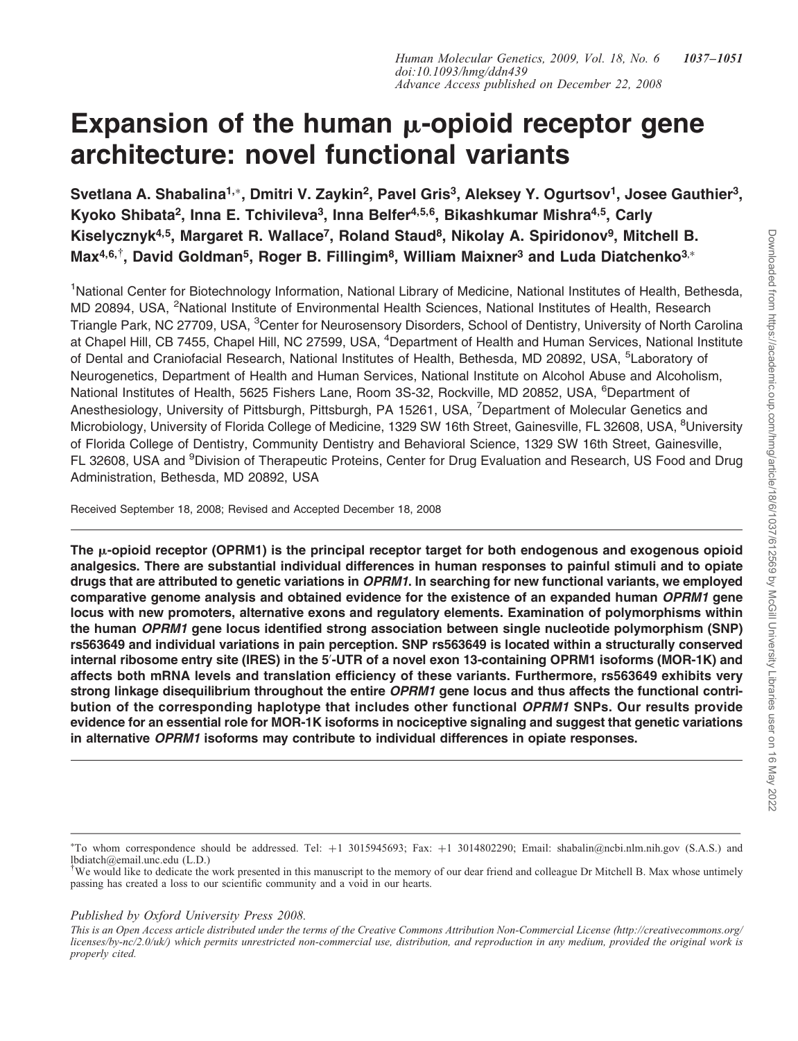# Expansion of the human μ-opioid receptor gene architecture: novel functional variants

Svetlana A. Shabalina[1,*], Dmitri V. Zaykin[2], Pavel Gris[3], Aleksey Y. Ogurtsov[1], Josee Gauthier[3], Kyoko Shibata[2], Inna E. Tchivileva[3], Inna Belfer[4,5,6], Bikashkumar Mishra[4,5], Carly Kiselycznyk[4,5], Margaret R. Wallace[7], Roland Staud[8], Nikolay A. Spiridonov[9], Mitchell B. Max[4,6,†], David Goldman[5], Roger B. Fillingim[8], William Maixner[3] and Luda Diatchenko[3,*]

[1]National Center for Biotechnology Information, National Library of Medicine, National Institutes of Health, Bethesda, MD 20894, USA, [2]National Institute of Environmental Health Sciences, National Institutes of Health, Research Triangle Park, NC 27709, USA, [3]Center for Neurosensory Disorders, School of Dentistry, University of North Carolina at Chapel Hill, CB 7455, Chapel Hill, NC 27599, USA, [4]Department of Health and Human Services, National Institute of Dental and Craniofacial Research, National Institutes of Health, Bethesda, MD 20892, USA, [5]Laboratory of Neurogenetics, Department of Health and Human Services, National Institute on Alcohol Abuse and Alcoholism, National Institutes of Health, 5625 Fishers Lane, Room 3S-32, Rockville, MD 20852, USA, [6]Department of Anesthesiology, University of Pittsburgh, Pittsburgh, PA 15261, USA, [7]Department of Molecular Genetics and Microbiology, University of Florida College of Medicine, 1329 SW 16th Street, Gainesville, FL 32608, USA, [8]University of Florida College of Dentistry, Community Dentistry and Behavioral Science, 1329 SW 16th Street, Gainesville, FL 32608, USA and [9]Division of Therapeutic Proteins, Center for Drug Evaluation and Research, US Food and Drug Administration, Bethesda, MD 20892, USA

Received September 18, 2008; Revised and Accepted December 18, 2008

**The μ-opioid receptor (OPRM1) is the principal receptor target for both endogenous and exogenous opioid analgesics. There are substantial individual differences in human responses to painful stimuli and to opiate drugs that are attributed to genetic variations in *OPRM1*. In searching for new functional variants, we employed comparative genome analysis and obtained evidence for the existence of an expanded human *OPRM1* gene locus with new promoters, alternative exons and regulatory elements. Examination of polymorphisms within the human *OPRM1* gene locus identified strong association between single nucleotide polymorphism (SNP) rs563649 and individual variations in pain perception. SNP rs563649 is located within a structurally conserved internal ribosome entry site (IRES) in the 5′-UTR of a novel exon 13-containing OPRM1 isoforms (MOR-1K) and affects both mRNA levels and translation efficiency of these variants. Furthermore, rs563649 exhibits very strong linkage disequilibrium throughout the entire *OPRM1* gene locus and thus affects the functional contribution of the corresponding haplotype that includes other functional *OPRM1* SNPs. Our results provide evidence for an essential role for MOR-1K isoforms in nociceptive signaling and suggest that genetic variations in alternative *OPRM1* isoforms may contribute to individual differences in opiate responses.**

*To whom correspondence should be addressed. Tel: +1 3015945693; Fax: +1 3014802290; Email: shabalin@ncbi.nlm.nih.gov (S.A.S.) and lbdiatch@email.unc.edu (L.D.)

†We would like to dedicate the work presented in this manuscript to the memory of our dear friend and colleague Dr Mitchell B. Max whose untimely passing has created a loss to our scientific community and a void in our hearts.

*Published by Oxford University Press 2008.*

*This is an Open Access article distributed under the terms of the Creative Commons Attribution Non-Commercial License (http://creativecommons.org/licenses/by-nc/2.0/uk/) which permits unrestricted non-commercial use, distribution, and reproduction in any medium, provided the original work is properly cited.*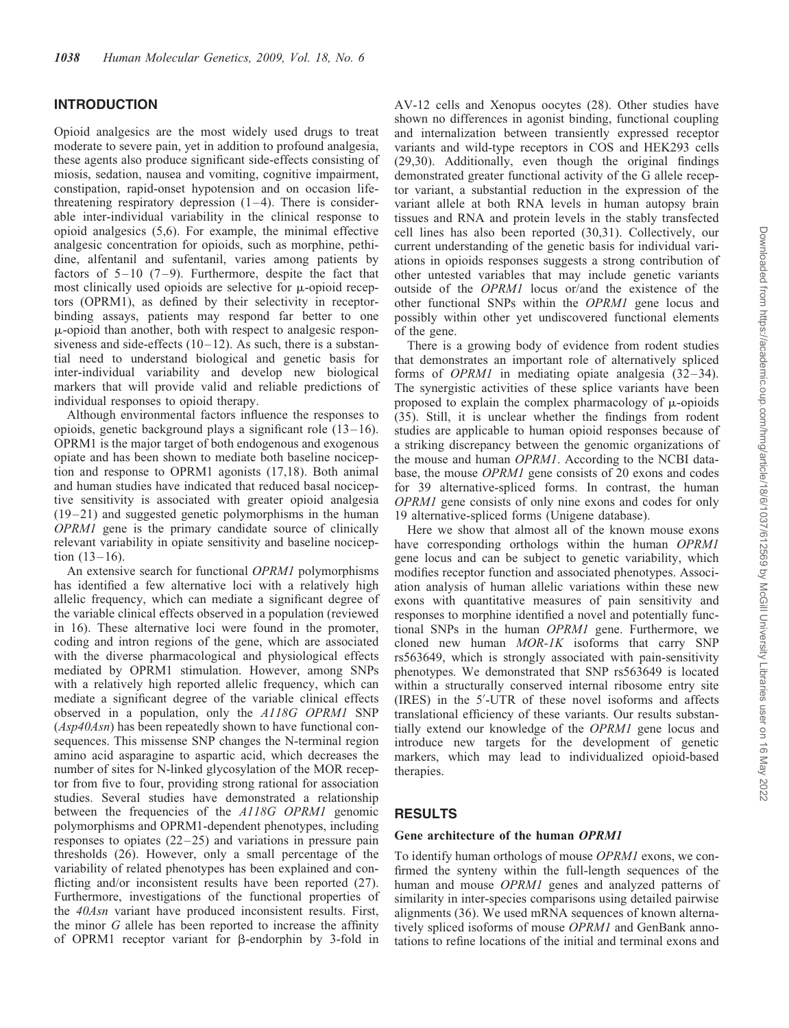## INTRODUCTION

Opioid analgesics are the most widely used drugs to treat moderate to severe pain, yet in addition to profound analgesia, these agents also produce significant side-effects consisting of miosis, sedation, nausea and vomiting, cognitive impairment, constipation, rapid-onset hypotension and on occasion life-threatening respiratory depression (1–4). There is considerable inter-individual variability in the clinical response to opioid analgesics (5,6). For example, the minimal effective analgesic concentration for opioids, such as morphine, pethidine, alfentanil and sufentanil, varies among patients by factors of 5–10 (7–9). Furthermore, despite the fact that most clinically used opioids are selective for μ-opioid receptors (OPRM1), as defined by their selectivity in receptor-binding assays, patients may respond far better to one μ-opioid than another, both with respect to analgesic responsiveness and side-effects (10–12). As such, there is a substantial need to understand biological and genetic basis for inter-individual variability and develop new biological markers that will provide valid and reliable predictions of individual responses to opioid therapy.

Although environmental factors influence the responses to opioids, genetic background plays a significant role (13–16). OPRM1 is the major target of both endogenous and exogenous opiate and has been shown to mediate both baseline nociception and response to OPRM1 agonists (17,18). Both animal and human studies have indicated that reduced basal nociceptive sensitivity is associated with greater opioid analgesia (19–21) and suggested genetic polymorphisms in the human *OPRM1* gene is the primary candidate source of clinically relevant variability in opiate sensitivity and baseline nociception (13–16).

An extensive search for functional *OPRM1* polymorphisms has identified a few alternative loci with a relatively high allelic frequency, which can mediate a significant degree of the variable clinical effects observed in a population (reviewed in 16). These alternative loci were found in the promoter, coding and intron regions of the gene, which are associated with the diverse pharmacological and physiological effects mediated by OPRM1 stimulation. However, among SNPs with a relatively high reported allelic frequency, which can mediate a significant degree of the variable clinical effects observed in a population, only the *A118G OPRM1* SNP (*Asp40Asn*) has been repeatedly shown to have functional consequences. This missense SNP changes the N-terminal region amino acid asparagine to aspartic acid, which decreases the number of sites for N-linked glycosylation of the MOR receptor from five to four, providing strong rational for association studies. Several studies have demonstrated a relationship between the frequencies of the *A118G OPRM1* genomic polymorphisms and OPRM1-dependent phenotypes, including responses to opiates (22–25) and variations in pressure pain thresholds (26). However, only a small percentage of the variability of related phenotypes has been explained and conflicting and/or inconsistent results have been reported (27). Furthermore, investigations of the functional properties of the *40Asn* variant have produced inconsistent results. First, the minor *G* allele has been reported to increase the affinity of OPRM1 receptor variant for β-endorphin by 3-fold in AV-12 cells and Xenopus oocytes (28). Other studies have shown no differences in agonist binding, functional coupling and internalization between transiently expressed receptor variants and wild-type receptors in COS and HEK293 cells (29,30). Additionally, even though the original findings demonstrated greater functional activity of the G allele receptor variant, a substantial reduction in the expression of the variant allele at both RNA levels in human autopsy brain tissues and RNA and protein levels in the stably transfected cell lines has also been reported (30,31). Collectively, our current understanding of the genetic basis for individual variations in opioids responses suggests a strong contribution of other untested variables that may include genetic variants outside of the *OPRM1* locus or/and the existence of the other functional SNPs within the *OPRM1* gene locus and possibly within other yet undiscovered functional elements of the gene.

There is a growing body of evidence from rodent studies that demonstrates an important role of alternatively spliced forms of *OPRM1* in mediating opiate analgesia (32–34). The synergistic activities of these splice variants have been proposed to explain the complex pharmacology of μ-opioids (35). Still, it is unclear whether the findings from rodent studies are applicable to human opioid responses because of a striking discrepancy between the genomic organizations of the mouse and human *OPRM1*. According to the NCBI database, the mouse *OPRM1* gene consists of 20 exons and codes for 39 alternative-spliced forms. In contrast, the human *OPRM1* gene consists of only nine exons and codes for only 19 alternative-spliced forms (Unigene database).

Here we show that almost all of the known mouse exons have corresponding orthologs within the human *OPRM1* gene locus and can be subject to genetic variability, which modifies receptor function and associated phenotypes. Association analysis of human allelic variations within these new exons with quantitative measures of pain sensitivity and responses to morphine identified a novel and potentially functional SNPs in the human *OPRM1* gene. Furthermore, we cloned new human *MOR-1K* isoforms that carry SNP rs563649, which is strongly associated with pain-sensitivity phenotypes. We demonstrated that SNP rs563649 is located within a structurally conserved internal ribosome entry site (IRES) in the 5′-UTR of these novel isoforms and affects translational efficiency of these variants. Our results substantially extend our knowledge of the *OPRM1* gene locus and introduce new targets for the development of genetic markers, which may lead to individualized opioid-based therapies.

## RESULTS

### Gene architecture of the human *OPRM1*

To identify human orthologs of mouse *OPRM1* exons, we confirmed the synteny within the full-length sequences of the human and mouse *OPRM1* genes and analyzed patterns of similarity in inter-species comparisons using detailed pairwise alignments (36). We used mRNA sequences of known alternatively spliced isoforms of mouse *OPRM1* and GenBank annotations to refine locations of the initial and terminal exons and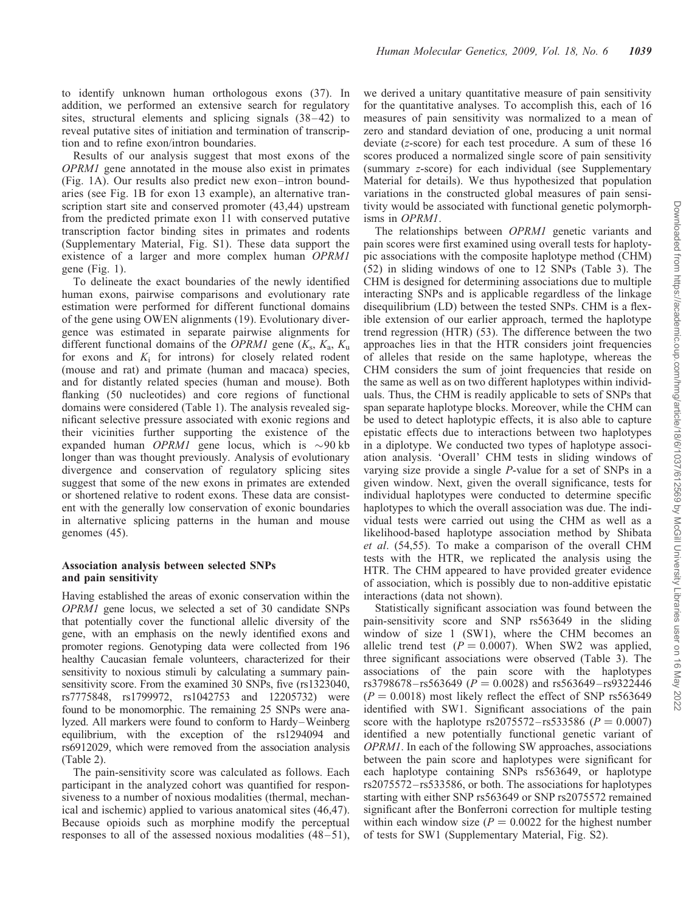to identify unknown human orthologous exons (37). In addition, we performed an extensive search for regulatory sites, structural elements and splicing signals (38–42) to reveal putative sites of initiation and termination of transcription and to refine exon/intron boundaries.

Results of our analysis suggest that most exons of the *OPRM1* gene annotated in the mouse also exist in primates (Fig. 1A). Our results also predict new exon–intron boundaries (see Fig. 1B for exon 13 example), an alternative transcription start site and conserved promoter (43,44) upstream from the predicted primate exon 11 with conserved putative transcription factor binding sites in primates and rodents (Supplementary Material, Fig. S1). These data support the existence of a larger and more complex human *OPRM1* gene (Fig. 1).

To delineate the exact boundaries of the newly identified human exons, pairwise comparisons and evolutionary rate estimation were performed for different functional domains of the gene using OWEN alignments (19). Evolutionary divergence was estimated in separate pairwise alignments for different functional domains of the *OPRM1* gene ($K_s$, $K_a$, $K_u$ for exons and $K_i$ for introns) for closely related rodent (mouse and rat) and primate (human and macaca) species, and for distantly related species (human and mouse). Both flanking (50 nucleotides) and core regions of functional domains were considered (Table 1). The analysis revealed significant selective pressure associated with exonic regions and their vicinities further supporting the existence of the expanded human *OPRM1* gene locus, which is ~90 kb longer than was thought previously. Analysis of evolutionary divergence and conservation of regulatory splicing sites suggest that some of the new exons in primates are extended or shortened relative to rodent exons. These data are consistent with the generally low conservation of exonic boundaries in alternative splicing patterns in the human and mouse genomes (45).

### Association analysis between selected SNPs and pain sensitivity

Having established the areas of exonic conservation within the *OPRM1* gene locus, we selected a set of 30 candidate SNPs that potentially cover the functional allelic diversity of the gene, with an emphasis on the newly identified exons and promoter regions. Genotyping data were collected from 196 healthy Caucasian female volunteers, characterized for their sensitivity to noxious stimuli by calculating a summary pain-sensitivity score. From the examined 30 SNPs, five (rs1323040, rs7775848, rs1799972, rs1042753 and 12205732) were found to be monomorphic. The remaining 25 SNPs were analyzed. All markers were found to conform to Hardy–Weinberg equilibrium, with the exception of the rs1294094 and rs6912029, which were removed from the association analysis (Table 2).

The pain-sensitivity score was calculated as follows. Each participant in the analyzed cohort was quantified for responsiveness to a number of noxious modalities (thermal, mechanical and ischemic) applied to various anatomical sites (46,47). Because opioids such as morphine modify the perceptual responses to all of the assessed noxious modalities (48–51), we derived a unitary quantitative measure of pain sensitivity for the quantitative analyses. To accomplish this, each of 16 measures of pain sensitivity was normalized to a mean of zero and standard deviation of one, producing a unit normal deviate ($z$-score) for each test procedure. A sum of these 16 scores produced a normalized single score of pain sensitivity (summary $z$-score) for each individual (see Supplementary Material for details). We thus hypothesized that population variations in the constructed global measures of pain sensitivity would be associated with functional genetic polymorphisms in *OPRM1*.

The relationships between *OPRM1* genetic variants and pain scores were first examined using overall tests for haplotypic associations with the composite haplotype method (CHM) (52) in sliding windows of one to 12 SNPs (Table 3). The CHM is designed for determining associations due to multiple interacting SNPs and is applicable regardless of the linkage disequilibrium (LD) between the tested SNPs. CHM is a flexible extension of our earlier approach, termed the haplotype trend regression (HTR) (53). The difference between the two approaches lies in that the HTR considers joint frequencies of alleles that reside on the same haplotype, whereas the CHM considers the sum of joint frequencies that reside on the same as well as on two different haplotypes within individuals. Thus, the CHM is readily applicable to sets of SNPs that span separate haplotype blocks. Moreover, while the CHM can be used to detect haplotypic effects, it is also able to capture epistatic effects due to interactions between two haplotypes in a diplotype. We conducted two types of haplotype association analysis. 'Overall' CHM tests in sliding windows of varying size provide a single $P$-value for a set of SNPs in a given window. Next, given the overall significance, tests for individual haplotypes were conducted to determine specific haplotypes to which the overall association was due. The individual tests were carried out using the CHM as well as a likelihood-based haplotype association method by Shibata *et al*. (54,55). To make a comparison of the overall CHM tests with the HTR, we replicated the analysis using the HTR. The CHM appeared to have provided greater evidence of association, which is possibly due to non-additive epistatic interactions (data not shown).

Statistically significant association was found between the pain-sensitivity score and SNP rs563649 in the sliding window of size 1 (SW1), where the CHM becomes an allelic trend test ($P = 0.0007$). When SW2 was applied, three significant associations were observed (Table 3). The associations of the pain score with the haplotypes rs3798678–rs563649 ($P = 0.0028$) and rs563649–rs9322446 ($P = 0.0018$) most likely reflect the effect of SNP rs563649 identified with SW1. Significant associations of the pain score with the haplotype rs2075572–rs533586 ($P = 0.0007$) identified a new potentially functional genetic variant of *OPRM1*. In each of the following SW approaches, associations between the pain score and haplotypes were significant for each haplotype containing SNPs rs563649, or haplotype rs2075572–rs533586, or both. The associations for haplotypes starting with either SNP rs563649 or SNP rs2075572 remained significant after the Bonferroni correction for multiple testing within each window size ($P = 0.0022$ for the highest number of tests for SW1 (Supplementary Material, Fig. S2).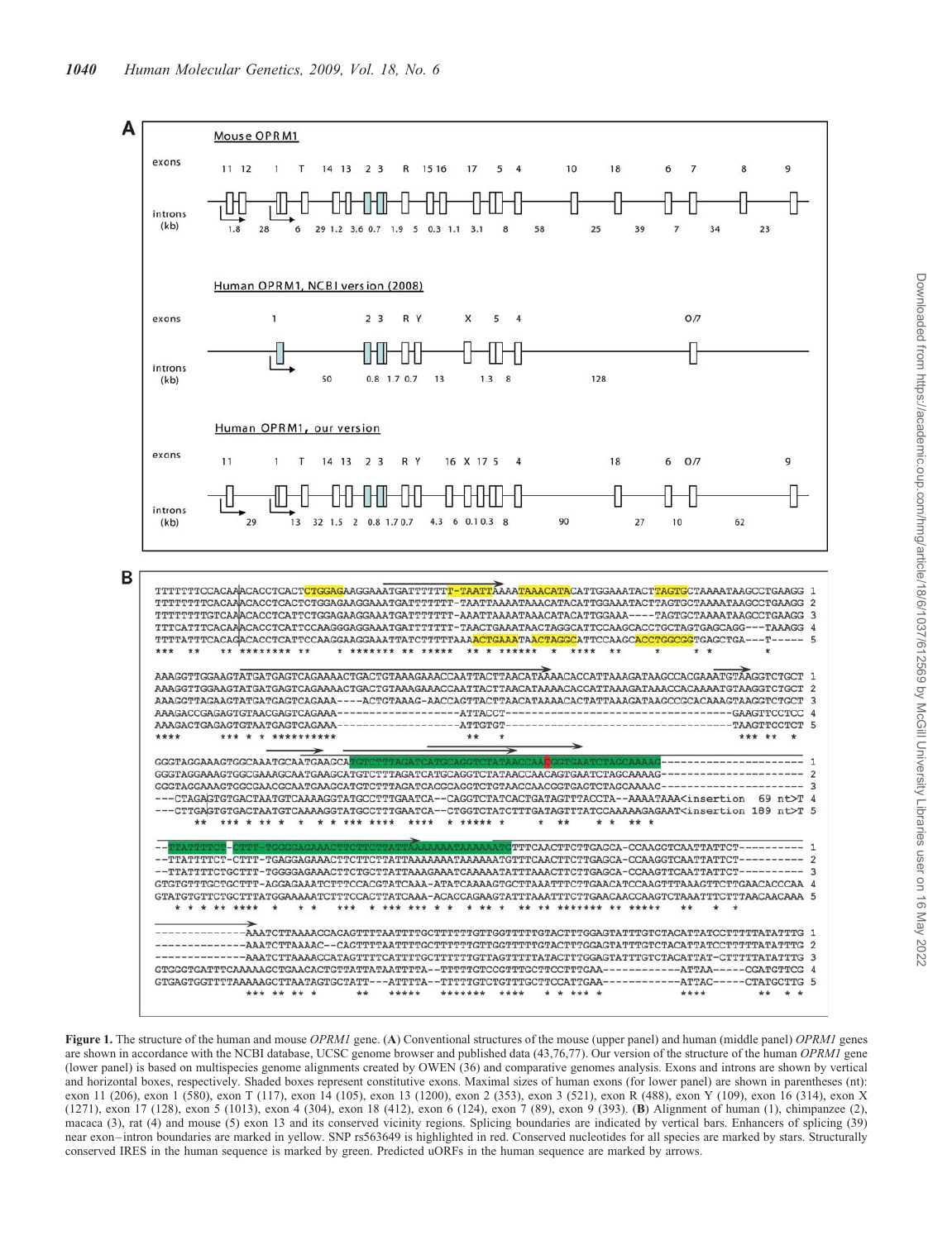**Figure 1.** The structure of the human and mouse *OPRM1* gene. (**A**) Conventional structures of the mouse (upper panel) and human (middle panel) *OPRM1* genes are shown in accordance with the NCBI database, UCSC genome browser and published data (43,76,77). Our version of the structure of the human *OPRM1* gene (lower panel) is based on multispecies genome alignments created by OWEN (36) and comparative genomes analysis. Exons and introns are shown by vertical and horizontal boxes, respectively. Shaded boxes represent constitutive exons. Maximal sizes of human exons (for lower panel) are shown in parentheses (nt): exon 11 (206), exon 1 (580), exon T (117), exon 14 (105), exon 13 (1200), exon 2 (353), exon 3 (521), exon R (488), exon Y (109), exon 16 (314), exon X (1271), exon 17 (128), exon 5 (1013), exon 4 (304), exon 18 (412), exon 6 (124), exon 7 (89), exon 9 (393). (**B**) Alignment of human (1), chimpanzee (2), macaca (3), rat (4) and mouse (5) exon 13 and its conserved vicinity regions. Splicing boundaries are indicated by vertical bars. Enhancers of splicing (39) near exon–intron boundaries are marked in yellow. SNP rs563649 is highlighted in red. Conserved nucleotides for all species are marked by stars. Structurally conserved IRES in the human sequence is marked by green. Predicted uORFs in the human sequence are marked by arrows.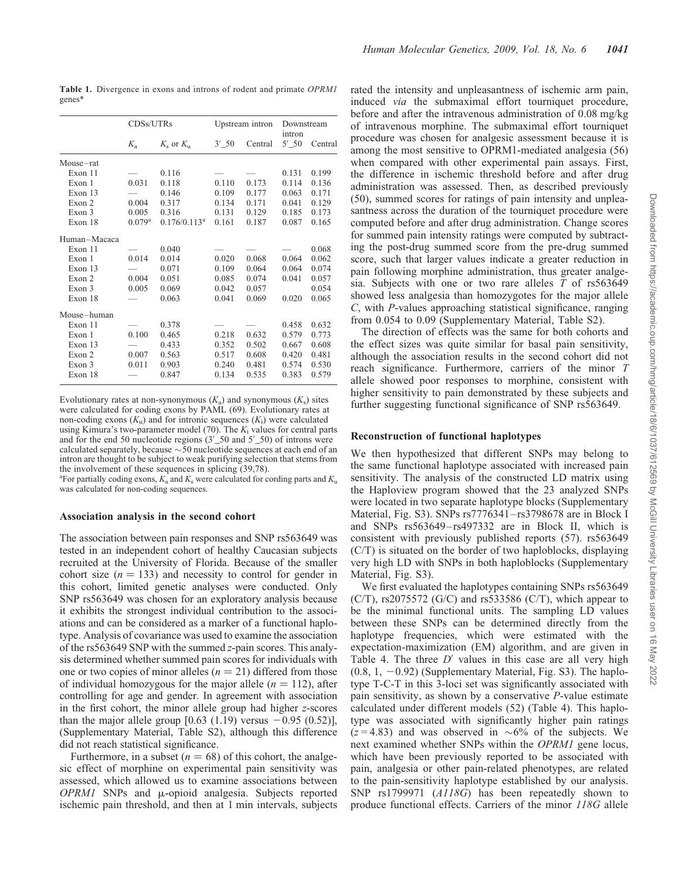**Table 1.** Divergence in exons and introns of rodent and primate *OPRM1* genes*

| | CDSs/UTRs | | Upstream intron | | Downstream intron | |
|---|---|---|---|---|---|---|
| | $K_a$ | $K_s$ or $K_u$ | 3′_50 | Central | 5′_50 | Central |
| Mouse–rat | | | | | | |
| Exon 11 | — | 0.116 | — | — | 0.131 | 0.199 |
| Exon 1 | 0.031 | 0.118 | 0.110 | 0.173 | 0.114 | 0.136 |
| Exon 13 | — | 0.146 | 0.109 | 0.177 | 0.063 | 0.171 |
| Exon 2 | 0.004 | 0.317 | 0.134 | 0.171 | 0.041 | 0.129 |
| Exon 3 | 0.005 | 0.316 | 0.131 | 0.129 | 0.185 | 0.173 |
| Exon 18 | 0.079[a] | 0.176/0.113[a] | 0.161 | 0.187 | 0.087 | 0.165 |
| Human–Macaca | | | | | | |
| Exon 11 | — | 0.040 | — | — | — | 0.068 |
| Exon 1 | 0.014 | 0.014 | 0.020 | 0.068 | 0.064 | 0.062 |
| Exon 13 | — | 0.071 | 0.109 | 0.064 | 0.064 | 0.074 |
| Exon 2 | 0.004 | 0.051 | 0.085 | 0.074 | 0.041 | 0.057 |
| Exon 3 | 0.005 | 0.069 | 0.042 | 0.057 | | 0.054 |
| Exon 18 | — | 0.063 | 0.041 | 0.069 | 0.020 | 0.065 |
| Mouse–human | | | | | | |
| Exon 11 | — | 0.378 | — | — | 0.458 | 0.632 |
| Exon 1 | 0.100 | 0.465 | 0.218 | 0.632 | 0.579 | 0.773 |
| Exon 13 | — | 0.433 | 0.352 | 0.502 | 0.667 | 0.608 |
| Exon 2 | 0.007 | 0.563 | 0.517 | 0.608 | 0.420 | 0.481 |
| Exon 3 | 0.011 | 0.903 | 0.240 | 0.481 | 0.574 | 0.530 |
| Exon 18 | — | 0.847 | 0.134 | 0.535 | 0.383 | 0.579 |

Evolutionary rates at non-synonymous ($K_a$) and synonymous ($K_s$) sites were calculated for coding exons by PAML (69). Evolutionary rates at non-coding exons ($K_u$) and for intronic sequences ($K_i$) were calculated using Kimura's two-parameter model (70). The $K_i$ values for central parts and for the end 50 nucleotide regions (3′_50 and 5′_50) of introns were calculated separately, because ~50 nucleotide sequences at each end of an intron are thought to be subject to weak purifying selection that stems from the involvement of these sequences in splicing (39,78).
[a]For partially coding exons, $K_a$ and $K_s$ were calculated for cording parts and $K_u$ was calculated for non-coding sequences.

### Association analysis in the second cohort

The association between pain responses and SNP rs563649 was tested in an independent cohort of healthy Caucasian subjects recruited at the University of Florida. Because of the smaller cohort size ($n = 133$) and necessity to control for gender in this cohort, limited genetic analyses were conducted. Only SNP rs563649 was chosen for an exploratory analysis because it exhibits the strongest individual contribution to the associations and can be considered as a marker of a functional haplotype. Analysis of covariance was used to examine the association of the rs563649 SNP with the summed z-pain scores. This analysis determined whether summed pain scores for individuals with one or two copies of minor alleles ($n = 21$) differed from those of individual homozygous for the major allele ($n = 112$), after controlling for age and gender. In agreement with association in the first cohort, the minor allele group had higher z-scores than the major allele group [0.63 (1.19) versus −0.95 (0.52)], (Supplementary Material, Table S2), although this difference did not reach statistical significance.

Furthermore, in a subset ($n = 68$) of this cohort, the analgesic effect of morphine on experimental pain sensitivity was assessed, which allowed us to examine associations between *OPRM1* SNPs and μ-opioid analgesia. Subjects reported ischemic pain threshold, and then at 1 min intervals, subjects rated the intensity and unpleasantness of ischemic arm pain, induced *via* the submaximal effort tourniquet procedure, before and after the intravenous administration of 0.08 mg/kg of intravenous morphine. The submaximal effort tourniquet procedure was chosen for analgesic assessment because it is among the most sensitive to OPRM1-mediated analgesia (56) when compared with other experimental pain assays. First, the difference in ischemic threshold before and after drug administration was assessed. Then, as described previously (50), summed scores for ratings of pain intensity and unpleasantness across the duration of the tourniquet procedure were computed before and after drug administration. Change scores for summed pain intensity ratings were computed by subtracting the post-drug summed score from the pre-drug summed score, such that larger values indicate a greater reduction in pain following morphine administration, thus greater analgesia. Subjects with one or two rare alleles *T* of rs563649 showed less analgesia than homozygotes for the major allele *C*, with *P*-values approaching statistical significance, ranging from 0.054 to 0.09 (Supplementary Material, Table S2).

The direction of effects was the same for both cohorts and the effect sizes was quite similar for basal pain sensitivity, although the association results in the second cohort did not reach significance. Furthermore, carriers of the minor *T* allele showed poor responses to morphine, consistent with higher sensitivity to pain demonstrated by these subjects and further suggesting functional significance of SNP rs563649.

### Reconstruction of functional haplotypes

We then hypothesized that different SNPs may belong to the same functional haplotype associated with increased pain sensitivity. The analysis of the constructed LD matrix using the Haploview program showed that the 23 analyzed SNPs were located in two separate haplotype blocks (Supplementary Material, Fig. S3). SNPs rs7776341–rs3798678 are in Block I and SNPs rs563649–rs497332 are in Block II, which is consistent with previously published reports (57). rs563649 (C/T) is situated on the border of two haploblocks, displaying very high LD with SNPs in both haploblocks (Supplementary Material, Fig. S3).

We first evaluated the haplotypes containing SNPs rs563649 (C/T), rs2075572 (G/C) and rs533586 (C/T), which appear to be the minimal functional units. The sampling LD values between these SNPs can be determined directly from the haplotype frequencies, which were estimated with the expectation-maximization (EM) algorithm, and are given in Table 4. The three $D'$ values in this case are all very high (0.8, 1, −0.92) (Supplementary Material, Fig. S3). The haplotype T-C-T in this 3-loci set was significantly associated with pain sensitivity, as shown by a conservative *P*-value estimate calculated under different models (52) (Table 4). This haplotype was associated with significantly higher pain ratings ($z = 4.83$) and was observed in ~6% of the subjects. We next examined whether SNPs within the *OPRM1* gene locus, which have been previously reported to be associated with pain, analgesia or other pain-related phenotypes, are related to the pain-sensitivity haplotype established by our analysis. SNP rs1799971 (*A118G*) has been repeatedly shown to produce functional effects. Carriers of the minor *118G* allele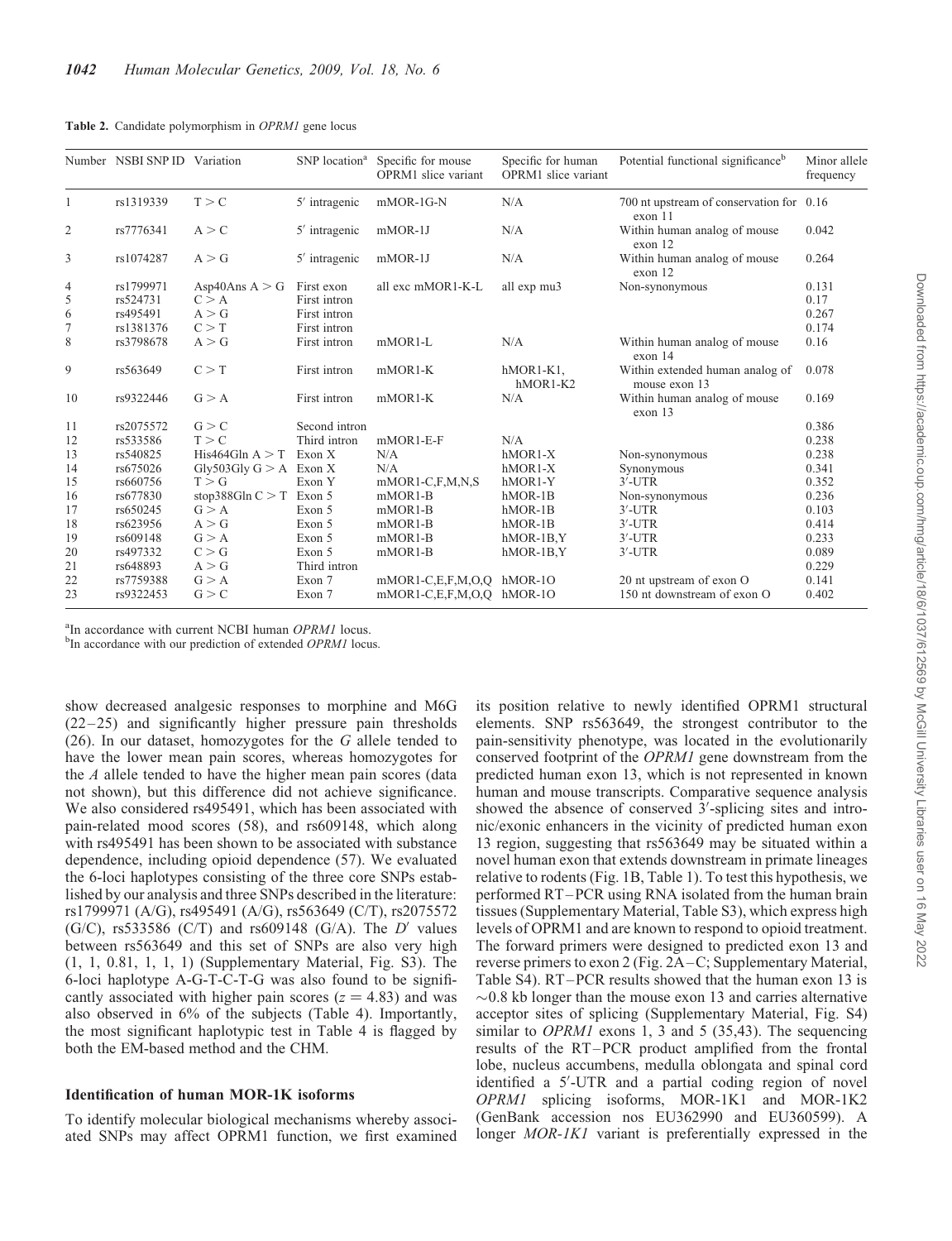**Table 2.** Candidate polymorphism in *OPRM1* gene locus

| Number | NSBI SNP ID | Variation | SNP location[a] | Specific for mouse OPRM1 slice variant | Specific for human OPRM1 slice variant | Potential functional significance[b] | Minor allele frequency |
|---|---|---|---|---|---|---|---|
| 1 | rs1319339 | T > C | 5′ intragenic | mMOR-1G-N | N/A | 700 nt upstream of conservation for exon 11 | 0.16 |
| 2 | rs7776341 | A > C | 5′ intragenic | mMOR-1J | N/A | Within human analog of mouse exon 12 | 0.042 |
| 3 | rs1074287 | A > G | 5′ intragenic | mMOR-1J | N/A | Within human analog of mouse exon 12 | 0.264 |
| 4 | rs1799971 | Asp40Ans A > G | First exon | all exc mMOR1-K-L | all exp mu3 | Non-synonymous | 0.131 |
| 5 | rs524731 | C > A | First intron | | | | 0.17 |
| 6 | rs495491 | A > G | First intron | | | | 0.267 |
| 7 | rs1381376 | C > T | First intron | | | | 0.174 |
| 8 | rs3798678 | A > G | First intron | mMOR1-L | N/A | Within human analog of mouse exon 14 | 0.16 |
| 9 | rs563649 | C > T | First intron | mMOR1-K | hMOR1-K1, hMOR1-K2 | Within extended human analog of mouse exon 13 | 0.078 |
| 10 | rs9322446 | G > A | First intron | mMOR1-K | N/A | Within human analog of mouse exon 13 | 0.169 |
| 11 | rs2075572 | G > C | Second intron | | | | 0.386 |
| 12 | rs533586 | T > C | Third intron | mMOR1-E-F | N/A | | 0.238 |
| 13 | rs540825 | His464Gln A > T | Exon X | N/A | hMOR1-X | Non-synonymous | 0.238 |
| 14 | rs675026 | Gly503Gly G > A | Exon X | N/A | hMOR1-X | Synonymous | 0.341 |
| 15 | rs660756 | T > G | Exon Y | mMOR1-C,F,M,N,S | hMOR1-Y | 3′-UTR | 0.352 |
| 16 | rs677830 | stop388Gln C > T | Exon 5 | mMOR1-B | hMOR-1B | Non-synonymous | 0.236 |
| 17 | rs650245 | G > A | Exon 5 | mMOR1-B | hMOR-1B | 3′-UTR | 0.103 |
| 18 | rs623956 | A > G | Exon 5 | mMOR1-B | hMOR-1B | 3′-UTR | 0.414 |
| 19 | rs609148 | G > A | Exon 5 | mMOR1-B | hMOR-1B,Y | 3′-UTR | 0.233 |
| 20 | rs497332 | C > G | Exon 5 | mMOR1-B | hMOR-1B,Y | 3′-UTR | 0.089 |
| 21 | rs648893 | A > G | Third intron | | | | 0.229 |
| 22 | rs7759388 | G > A | Exon 7 | mMOR1-C,E,F,M,O,Q | hMOR-1O | 20 nt upstream of exon O | 0.141 |
| 23 | rs9322453 | G > C | Exon 7 | mMOR1-C,E,F,M,O,Q | hMOR-1O | 150 nt downstream of exon O | 0.402 |

[a]In accordance with current NCBI human *OPRM1* locus.
[b]In accordance with our prediction of extended *OPRM1* locus.

show decreased analgesic responses to morphine and M6G (22–25) and significantly higher pressure pain thresholds (26). In our dataset, homozygotes for the *G* allele tended to have the lower mean pain scores, whereas homozygotes for the *A* allele tended to have the higher mean pain scores (data not shown), but this difference did not achieve significance. We also considered rs495491, which has been associated with pain-related mood scores (58), and rs609148, which along with rs495491 has been shown to be associated with substance dependence, including opioid dependence (57). We evaluated the 6-loci haplotypes consisting of the three core SNPs established by our analysis and three SNPs described in the literature: rs1799971 (A/G), rs495491 (A/G), rs563649 (C/T), rs2075572 (G/C), rs533586 (C/T) and rs609148 (G/A). The $D'$ values between rs563649 and this set of SNPs are also very high (1, 1, 0.81, 1, 1, 1) (Supplementary Material, Fig. S3). The 6-loci haplotype A-G-T-C-T-G was also found to be significantly associated with higher pain scores ($z = 4.83$) and was also observed in 6% of the subjects (Table 4). Importantly, the most significant haplotypic test in Table 4 is flagged by both the EM-based method and the CHM.

### Identification of human MOR-1K isoforms

To identify molecular biological mechanisms whereby associated SNPs may affect OPRM1 function, we first examined its position relative to newly identified OPRM1 structural elements. SNP rs563649, the strongest contributor to the pain-sensitivity phenotype, was located in the evolutionarily conserved footprint of the *OPRM1* gene downstream from the predicted human exon 13, which is not represented in known human and mouse transcripts. Comparative sequence analysis showed the absence of conserved 3′-splicing sites and intronic/exonic enhancers in the vicinity of predicted human exon 13 region, suggesting that rs563649 may be situated within a novel human exon that extends downstream in primate lineages relative to rodents (Fig. 1B, Table 1). To test this hypothesis, we performed RT–PCR using RNA isolated from the human brain tissues (Supplementary Material, Table S3), which express high levels of OPRM1 and are known to respond to opioid treatment. The forward primers were designed to predicted exon 13 and reverse primers to exon 2 (Fig. 2A–C; Supplementary Material, Table S4). RT–PCR results showed that the human exon 13 is ~0.8 kb longer than the mouse exon 13 and carries alternative acceptor sites of splicing (Supplementary Material, Fig. S4) similar to *OPRM1* exons 1, 3 and 5 (35,43). The sequencing results of the RT–PCR product amplified from the frontal lobe, nucleus accumbens, medulla oblongata and spinal cord identified a 5′-UTR and a partial coding region of novel *OPRM1* splicing isoforms, MOR-1K1 and MOR-1K2 (GenBank accession nos EU362990 and EU360599). A longer *MOR-1K1* variant is preferentially expressed in the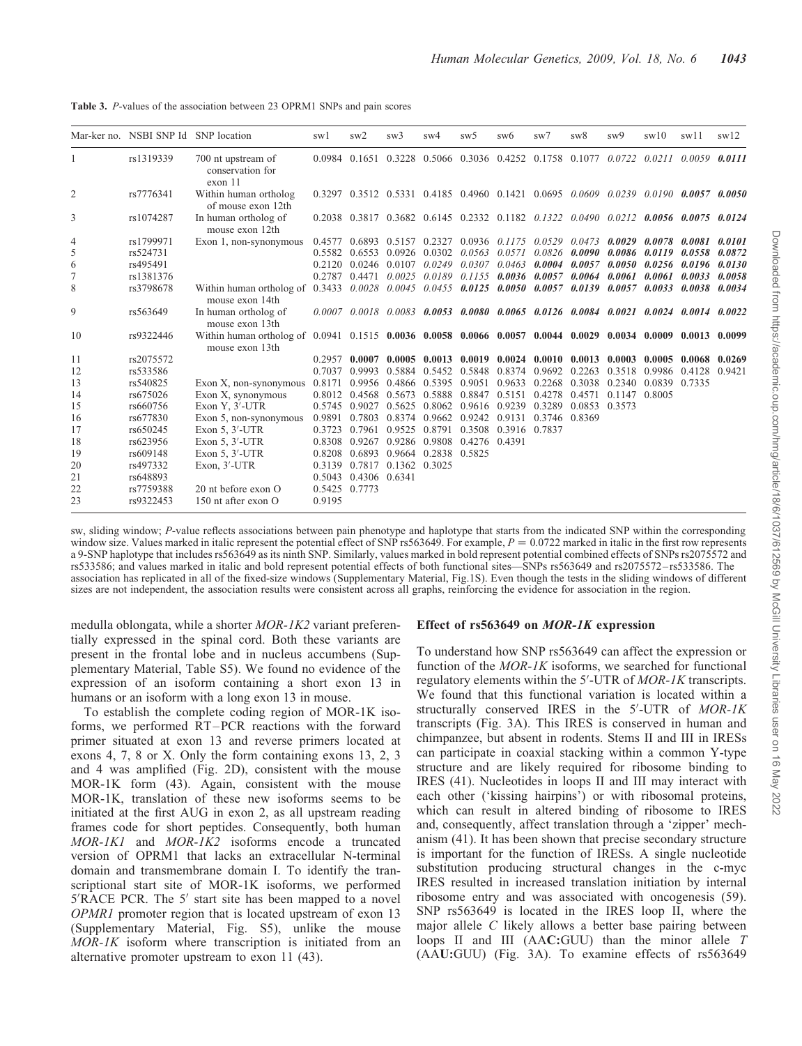**Table 3.** *P*-values of the association between 23 OPRM1 SNPs and pain scores

| Mar-ker no. | NSBI SNP Id | SNP location | sw1 | sw2 | sw3 | sw4 | sw5 | sw6 | sw7 | sw8 | sw9 | sw10 | sw11 | sw12 |
|---|---|---|---|---|---|---|---|---|---|---|---|---|---|---|
| 1 | rs1319339 | 700 nt upstream of conservation for exon 11 | 0.0984 | 0.1651 | 0.3228 | 0.5066 | 0.3036 | 0.4252 | 0.1758 | 0.1077 | *0.0722* | *0.0211* | *0.0059* | ***0.0111*** |
| 2 | rs7776341 | Within human ortholog of mouse exon 12th | 0.3297 | 0.3512 | 0.5331 | 0.4185 | 0.4960 | 0.1421 | 0.0695 | *0.0609* | *0.0239* | *0.0190* | ***0.0057*** | ***0.0050*** |
| 3 | rs1074287 | In human ortholog of mouse exon 12th | 0.2038 | 0.3817 | 0.3682 | 0.6145 | 0.2332 | 0.1182 | *0.1322* | *0.0490* | *0.0212* | ***0.0056*** | ***0.0075*** | ***0.0124*** |
| 4 | rs1799971 | Exon 1, non-synonymous | 0.4577 | 0.6893 | 0.5157 | 0.2327 | 0.0936 | *0.1175* | *0.0529* | *0.0473* | ***0.0029*** | ***0.0078*** | ***0.0081*** | ***0.0101*** |
| 5 | rs524731 | | 0.5582 | 0.6553 | 0.0926 | 0.0302 | *0.0563* | *0.0571* | *0.0826* | ***0.0090*** | ***0.0086*** | ***0.0119*** | ***0.0558*** | ***0.0872*** |
| 6 | rs495491 | | 0.2120 | 0.0246 | 0.0107 | *0.0249* | *0.0307* | *0.0463* | ***0.0004*** | ***0.0057*** | ***0.0050*** | ***0.0256*** | ***0.0196*** | ***0.0130*** |
| 7 | rs1381376 | | 0.2787 | 0.4471 | *0.0025* | *0.0189* | *0.1155* | ***0.0036*** | ***0.0057*** | ***0.0064*** | ***0.0061*** | ***0.0061*** | ***0.0033*** | ***0.0058*** |
| 8 | rs3798678 | Within human ortholog of mouse exon 14th | 0.3433 | *0.0028* | *0.0045* | *0.0455* | ***0.0125*** | ***0.0050*** | ***0.0057*** | ***0.0139*** | ***0.0057*** | ***0.0033*** | ***0.0038*** | ***0.0034*** |
| 9 | rs563649 | In human ortholog of mouse exon 13th | *0.0007* | *0.0018* | *0.0083* | ***0.0053*** | ***0.0080*** | ***0.0065*** | ***0.0126*** | ***0.0084*** | ***0.0021*** | ***0.0024*** | ***0.0014*** | ***0.0022*** |
| 10 | rs9322446 | Within human ortholog of mouse exon 13th | 0.0941 | 0.1515 | **0.0036** | **0.0058** | **0.0066** | **0.0057** | **0.0044** | **0.0029** | **0.0034** | **0.0009** | **0.0013** | **0.0099** |
| 11 | rs2075572 | | 0.2957 | **0.0007** | **0.0005** | **0.0013** | **0.0019** | **0.0024** | **0.0010** | **0.0013** | **0.0003** | **0.0005** | **0.0068** | **0.0269** |
| 12 | rs533586 | | 0.7037 | 0.9993 | 0.5884 | 0.5452 | 0.5848 | 0.8374 | 0.9692 | 0.2263 | 0.3518 | 0.9986 | 0.4128 | 0.9421 |
| 13 | rs540825 | Exon X, non-synonymous | 0.8171 | 0.9956 | 0.4866 | 0.5395 | 0.9051 | 0.9633 | 0.2268 | 0.3038 | 0.2340 | 0.0839 | 0.7335 | |
| 14 | rs675026 | Exon X, synonymous | 0.8012 | 0.4568 | 0.5673 | 0.5888 | 0.8847 | 0.5151 | 0.4278 | 0.4571 | 0.1147 | 0.8005 | | |
| 15 | rs660756 | Exon Y, 3′-UTR | 0.5745 | 0.9027 | 0.5625 | 0.8062 | 0.9616 | 0.9239 | 0.3289 | 0.0853 | 0.3573 | | | |
| 16 | rs677830 | Exon 5, non-synonymous | 0.9891 | 0.7803 | 0.8374 | 0.9662 | 0.9242 | 0.9131 | 0.3746 | 0.8369 | | | | |
| 17 | rs650245 | Exon 5, 3′-UTR | 0.3723 | 0.7961 | 0.9525 | 0.8791 | 0.3508 | 0.3916 | 0.7837 | | | | | |
| 18 | rs623956 | Exon 5, 3′-UTR | 0.8308 | 0.9267 | 0.9286 | 0.9808 | 0.4276 | 0.4391 | | | | | | |
| 19 | rs609148 | Exon 5, 3′-UTR | 0.8208 | 0.6893 | 0.9664 | 0.2838 | 0.5825 | | | | | | | |
| 20 | rs497332 | Exon, 3′-UTR | 0.3139 | 0.7817 | 0.1362 | 0.3025 | | | | | | | | |
| 21 | rs648893 | | 0.5043 | 0.4306 | 0.6341 | | | | | | | | | |
| 22 | rs7759388 | 20 nt before exon O | 0.5425 | 0.7773 | | | | | | | | | | |
| 23 | rs9322453 | 150 nt after exon O | 0.9195 | | | | | | | | | | | |

sw, sliding window; *P*-value reflects associations between pain phenotype and haplotype that starts from the indicated SNP within the corresponding window size. Values marked in italic represent the potential effect of SNP rs563649. For example, $P = 0.0722$ marked in italic in the first row represents a 9-SNP haplotype that includes rs563649 as its ninth SNP. Similarly, values marked in bold represent potential combined effects of SNPs rs2075572 and rs533586; and values marked in italic and bold represent potential effects of both functional sites—SNPs rs563649 and rs2075572–rs533586. The association has replicated in all of the fixed-size windows (Supplementary Material, Fig.1S). Even though the tests in the sliding windows of different sizes are not independent, the association results were consistent across all graphs, reinforcing the evidence for association in the region.

medulla oblongata, while a shorter *MOR-1K2* variant preferentially expressed in the spinal cord. Both these variants are present in the frontal lobe and in nucleus accumbens (Supplementary Material, Table S5). We found no evidence of the expression of an isoform containing a short exon 13 in humans or an isoform with a long exon 13 in mouse.

To establish the complete coding region of MOR-1K isoforms, we performed RT–PCR reactions with the forward primer situated at exon 13 and reverse primers located at exons 4, 7, 8 or X. Only the form containing exons 13, 2, 3 and 4 was amplified (Fig. 2D), consistent with the mouse MOR-1K form (43). Again, consistent with the mouse MOR-1K, translation of these new isoforms seems to be initiated at the first AUG in exon 2, as all upstream reading frames code for short peptides. Consequently, both human *MOR-1K1* and *MOR-1K2* isoforms encode a truncated version of OPRM1 that lacks an extracellular N-terminal domain and transmembrane domain I. To identify the transcriptional start site of MOR-1K isoforms, we performed 5′RACE PCR. The 5′ start site has been mapped to a novel *OPMR1* promoter region that is located upstream of exon 13 (Supplementary Material, Fig. S5), unlike the mouse *MOR-1K* isoform where transcription is initiated from an alternative promoter upstream to exon 11 (43).

## Effect of rs563649 on *MOR-1K* expression

To understand how SNP rs563649 can affect the expression or function of the *MOR-1K* isoforms, we searched for functional regulatory elements within the 5′-UTR of *MOR-1K* transcripts. We found that this functional variation is located within a structurally conserved IRES in the 5′-UTR of *MOR-1K* transcripts (Fig. 3A). This IRES is conserved in human and chimpanzee, but absent in rodents. Stems II and III in IRESs can participate in coaxial stacking within a common Y-type structure and are likely required for ribosome binding to IRES (41). Nucleotides in loops II and III may interact with each other ('kissing hairpins') or with ribosomal proteins, which can result in altered binding of ribosome to IRES and, consequently, affect translation through a 'zipper' mechanism (41). It has been shown that precise secondary structure is important for the function of IRESs. A single nucleotide substitution producing structural changes in the c-myc IRES resulted in increased translation initiation by internal ribosome entry and was associated with oncogenesis (59). SNP rs563649 is located in the IRES loop II, where the major allele *C* likely allows a better base pairing between loops II and III (AA**C**:GUU) than the minor allele *T* (AA**U**:GUU) (Fig. 3A). To examine effects of rs563649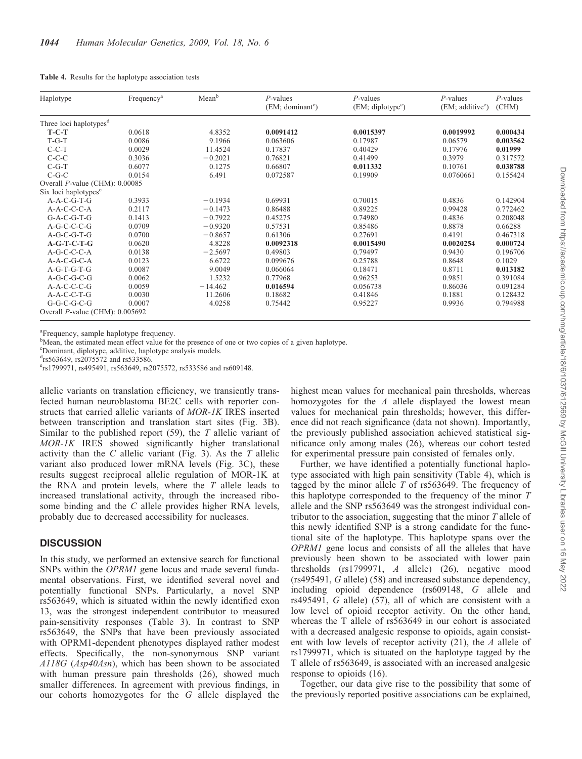**Table 4.** Results for the haplotype association tests

| Haplotype | Frequency[a] | Mean[b] | P-values (EM; dominant[c]) | P-values (EM; diplotype[c]) | P-values (EM; additive[c]) | P-values (CHM) |
|---|---|---|---|---|---|---|
| Three loci haplotypes[d] | | | | | | |
| **T-C-T** | 0.0618 | 4.8352 | **0.0091412** | **0.0015397** | **0.0019992** | **0.000434** |
| T-G-T | 0.0086 | 9.1966 | 0.063606 | 0.17987 | 0.06579 | **0.003562** |
| C-C-T | 0.0029 | 11.4524 | 0.17837 | 0.40429 | 0.17976 | **0.01999** |
| C-C-C | 0.3036 | −0.2021 | 0.76821 | 0.41499 | 0.3979 | 0.317572 |
| C-G-T | 0.6077 | 0.1275 | 0.66807 | **0.011332** | 0.10761 | **0.038788** |
| C-G-C | 0.0154 | 6.491 | 0.072587 | 0.19909 | 0.0760661 | 0.155424 |
| Overall P-value (CHM): 0.00085 | | | | | | |
| Six loci haplotypes[e] | | | | | | |
| A-A-C-G-T-G | 0.3933 | −0.1934 | 0.69931 | 0.70015 | 0.4836 | 0.142904 |
| A-A-C-C-C-A | 0.2117 | −0.1473 | 0.86488 | 0.89225 | 0.99428 | 0.772462 |
| G-A-C-G-T-G | 0.1413 | −0.7922 | 0.45275 | 0.74980 | 0.4836 | 0.208048 |
| A-G-C-C-C-G | 0.0709 | −0.9320 | 0.57531 | 0.85486 | 0.8878 | 0.66288 |
| A-G-C-G-T-G | 0.0700 | −0.8657 | 0.61306 | 0.27691 | 0.4191 | 0.467318 |
| **A-G-T-C-T-G** | 0.0620 | 4.8228 | **0.0092318** | **0.0015490** | **0.0020254** | **0.000724** |
| A-G-C-C-C-A | 0.0138 | −2.5697 | 0.49803 | 0.79497 | 0.9430 | 0.196706 |
| A-A-C-G-C-A | 0.0123 | 6.6722 | 0.099676 | 0.25788 | 0.8648 | 0.1029 |
| A-G-T-G-T-G | 0.0087 | 9.0049 | 0.066064 | 0.18471 | 0.8711 | **0.013182** |
| A-G-C-G-C-G | 0.0062 | 1.5232 | 0.77968 | 0.96253 | 0.9851 | 0.391084 |
| A-A-C-C-C-G | 0.0059 | −14.462 | **0.016594** | 0.056738 | 0.86036 | 0.091284 |
| A-A-C-C-T-G | 0.0030 | 11.2606 | 0.18682 | 0.41846 | 0.1881 | 0.128432 |
| G-G-C-G-C-G | 0.0007 | 4.0258 | 0.75442 | 0.95227 | 0.9936 | 0.794988 |
| Overall P-value (CHM): 0.005692 | | | | | | |

[a]Frequency, sample haplotype frequency.
[b]Mean, the estimated mean effect value for the presence of one or two copies of a given haplotype.
[c]Dominant, diplotype, additive, haplotype analysis models.
[d]rs563649, rs2075572 and rs533586.
[e]rs1799971, rs495491, rs563649, rs2075572, rs533586 and rs609148.

allelic variants on translation efficiency, we transiently transfected human neuroblastoma BE2C cells with reporter constructs that carried allelic variants of *MOR-1K* IRES inserted between transcription and translation start sites (Fig. 3B). Similar to the published report (59), the *T* allelic variant of *MOR-1K* IRES showed significantly higher translational activity than the *C* allelic variant (Fig. 3). As the *T* allelic variant also produced lower mRNA levels (Fig. 3C), these results suggest reciprocal allelic regulation of MOR-1K at the RNA and protein levels, where the *T* allele leads to increased translational activity, through the increased ribosome binding and the *C* allele provides higher RNA levels, probably due to decreased accessibility for nucleases.

## DISCUSSION

In this study, we performed an extensive search for functional SNPs within the *OPRM1* gene locus and made several fundamental observations. First, we identified several novel and potentially functional SNPs. Particularly, a novel SNP rs563649, which is situated within the newly identified exon 13, was the strongest independent contributor to measured pain-sensitivity responses (Table 3). In contrast to SNP rs563649, the SNPs that have been previously associated with OPRM1-dependent phenotypes displayed rather modest effects. Specifically, the non-synonymous SNP variant *A118G* (*Asp40Asn*), which has been shown to be associated with human pressure pain thresholds (26), showed much smaller differences. In agreement with previous findings, in our cohorts homozygotes for the *G* allele displayed the highest mean values for mechanical pain thresholds, whereas homozygotes for the *A* allele displayed the lowest mean values for mechanical pain thresholds; however, this difference did not reach significance (data not shown). Importantly, the previously published association achieved statistical significance only among males (26), whereas our cohort tested for experimental pressure pain consisted of females only.

Further, we have identified a potentially functional haplotype associated with high pain sensitivity (Table 4), which is tagged by the minor allele *T* of rs563649. The frequency of this haplotype corresponded to the frequency of the minor *T* allele and the SNP rs563649 was the strongest individual contributor to the association, suggesting that the minor *T* allele of this newly identified SNP is a strong candidate for the functional site of the haplotype. This haplotype spans over the *OPRM1* gene locus and consists of all the alleles that have previously been shown to be associated with lower pain thresholds (rs1799971, *A* allele) (26), negative mood (rs495491, *G* allele) (58) and increased substance dependency, including opioid dependence (rs609148, *G* allele and rs495491, *G* allele) (57), all of which are consistent with a low level of opioid receptor activity. On the other hand, whereas the T allele of rs563649 in our cohort is associated with a decreased analgesic response to opioids, again consistent with low levels of receptor activity (21), the *A* allele of rs1799971, which is situated on the haplotype tagged by the T allele of rs563649, is associated with an increased analgesic response to opioids (16).

Together, our data give rise to the possibility that some of the previously reported positive associations can be explained,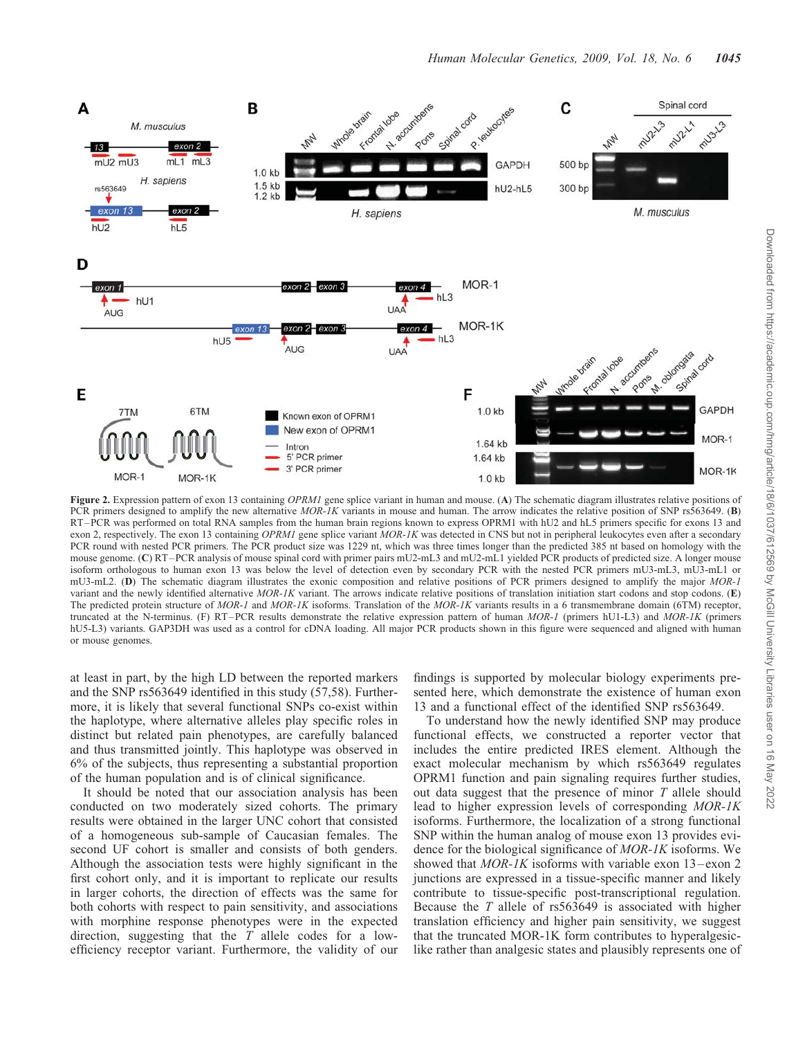**Figure 2.** Expression pattern of exon 13 containing *OPRM1* gene splice variant in human and mouse. (**A**) The schematic diagram illustrates relative positions of PCR primers designed to amplify the new alternative *MOR-1K* variants in mouse and human. The arrow indicates the relative position of SNP rs563649. (**B**) RT–PCR was performed on total RNA samples from the human brain regions known to express OPRM1 with hU2 and hL5 primers specific for exons 13 and exon 2, respectively. The exon 13 containing *OPRM1* gene splice variant *MOR-1K* was detected in CNS but not in peripheral leukocytes even after a secondary PCR round with nested PCR primers. The PCR product size was 1229 nt, which was three times longer than the predicted 385 nt based on homology with the mouse genome. (**C**) RT–PCR analysis of mouse spinal cord with primer pairs mU2-mL3 and mU2-mL1 yielded PCR products of predicted size. A longer mouse isoform orthologous to human exon 13 was below the level of detection even by secondary PCR with the nested PCR primers mU3-mL3, mU3-mL1 or mU3-mL2. (**D**) The schematic diagram illustrates the exonic composition and relative positions of PCR primers designed to amplify the major *MOR-1* variant and the newly identified alternative *MOR-1K* variant. The arrows indicate relative positions of translation initiation start codons and stop codons. (**E**) The predicted protein structure of *MOR-1* and *MOR-1K* isoforms. Translation of the *MOR-1K* variants results in a 6 transmembrane domain (6TM) receptor, truncated at the N-terminus. (F) RT–PCR results demonstrate the relative expression pattern of human *MOR-1* (primers hU1-L3) and *MOR-1K* (primers hU5-L3) variants. GAP3DH was used as a control for cDNA loading. All major PCR products shown in this figure were sequenced and aligned with human or mouse genomes.

at least in part, by the high LD between the reported markers and the SNP rs563649 identified in this study (57,58). Furthermore, it is likely that several functional SNPs co-exist within the haplotype, where alternative alleles play specific roles in distinct but related pain phenotypes, are carefully balanced and thus transmitted jointly. This haplotype was observed in 6% of the subjects, thus representing a substantial proportion of the human population and is of clinical significance.

It should be noted that our association analysis has been conducted on two moderately sized cohorts. The primary results were obtained in the larger UNC cohort that consisted of a homogeneous sub-sample of Caucasian females. The second UF cohort is smaller and consists of both genders. Although the association tests were highly significant in the first cohort only, and it is important to replicate our results in larger cohorts, the direction of effects was the same for both cohorts with respect to pain sensitivity, and associations with morphine response phenotypes were in the expected direction, suggesting that the *T* allele codes for a low-efficiency receptor variant. Furthermore, the validity of our findings is supported by molecular biology experiments presented here, which demonstrate the existence of human exon 13 and a functional effect of the identified SNP rs563649.

To understand how the newly identified SNP may produce functional effects, we constructed a reporter vector that includes the entire predicted IRES element. Although the exact molecular mechanism by which rs563649 regulates OPRM1 function and pain signaling requires further studies, out data suggest that the presence of minor *T* allele should lead to higher expression levels of corresponding *MOR-1K* isoforms. Furthermore, the localization of a strong functional SNP within the human analog of mouse exon 13 provides evidence for the biological significance of *MOR-1K* isoforms. We showed that *MOR-1K* isoforms with variable exon 13–exon 2 junctions are expressed in a tissue-specific manner and likely contribute to tissue-specific post-transcriptional regulation. Because the *T* allele of rs563649 is associated with higher translation efficiency and higher pain sensitivity, we suggest that the truncated MOR-1K form contributes to hyperalgesic-like rather than analgesic states and plausibly represents one of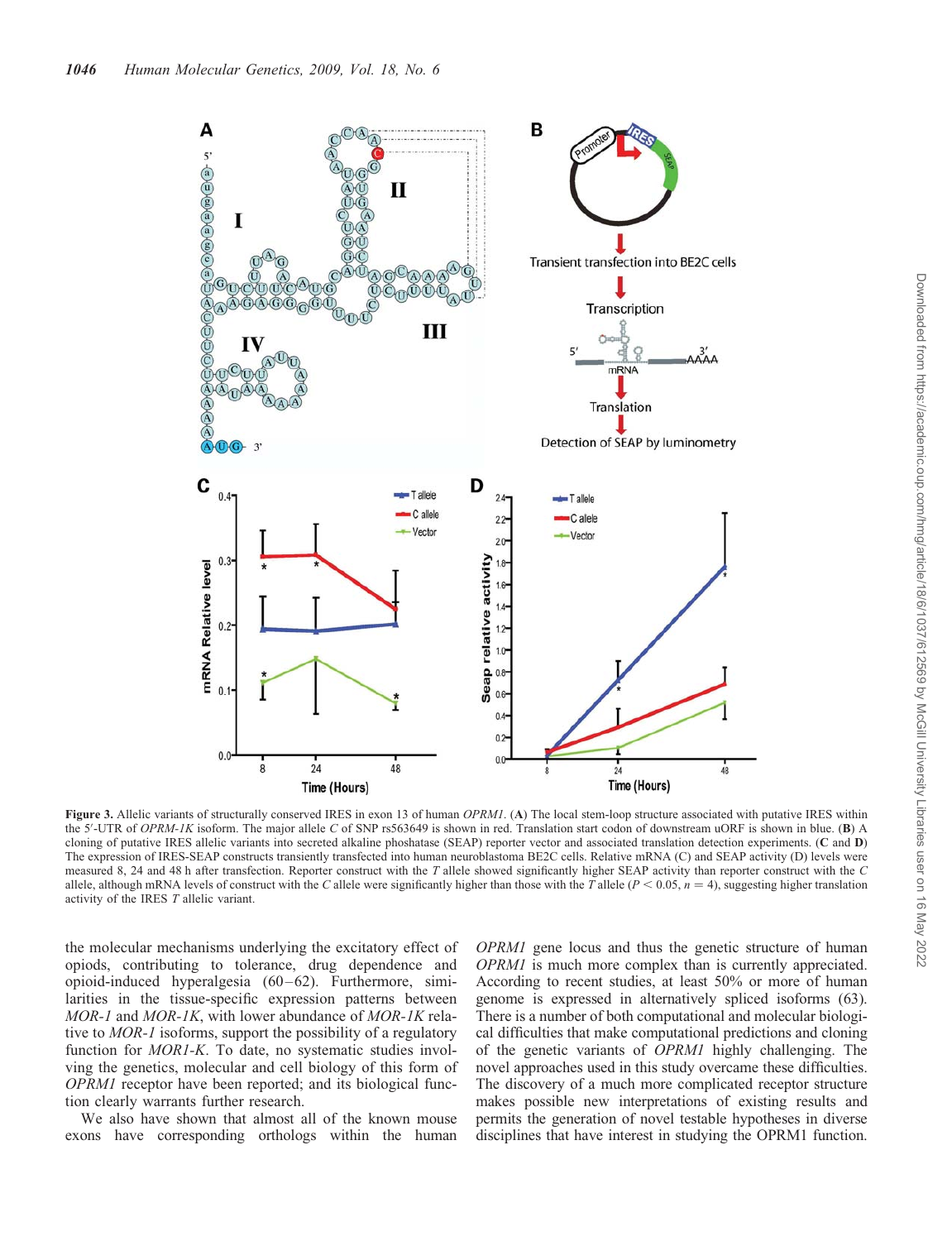**Figure 3.** Allelic variants of structurally conserved IRES in exon 13 of human *OPRM1*. (**A**) The local stem-loop structure associated with putative IRES within the 5′-UTR of *OPRM-1K* isoform. The major allele *C* of SNP rs563649 is shown in red. Translation start codon of downstream uORF is shown in blue. (**B**) A cloning of putative IRES allelic variants into secreted alkaline phoshatase (SEAP) reporter vector and associated translation detection experiments. (**C** and **D**) The expression of IRES-SEAP constructs transiently transfected into human neuroblastoma BE2C cells. Relative mRNA (C) and SEAP activity (D) levels were measured 8, 24 and 48 h after transfection. Reporter construct with the *T* allele showed significantly higher SEAP activity than reporter construct with the *C* allele, although mRNA levels of construct with the *C* allele were significantly higher than those with the *T* allele ($P < 0.05$, $n = 4$), suggesting higher translation activity of the IRES *T* allelic variant.

the molecular mechanisms underlying the excitatory effect of opiods, contributing to tolerance, drug dependence and opioid-induced hyperalgesia (60–62). Furthermore, similarities in the tissue-specific expression patterns between *MOR-1* and *MOR-1K*, with lower abundance of *MOR-1K* relative to *MOR-1* isoforms, support the possibility of a regulatory function for *MOR1-K*. To date, no systematic studies involving the genetics, molecular and cell biology of this form of *OPRM1* receptor have been reported; and its biological function clearly warrants further research.

We also have shown that almost all of the known mouse exons have corresponding orthologs within the human *OPRM1* gene locus and thus the genetic structure of human *OPRM1* is much more complex than is currently appreciated. According to recent studies, at least 50% or more of human genome is expressed in alternatively spliced isoforms (63). There is a number of both computational and molecular biological difficulties that make computational predictions and cloning of the genetic variants of *OPRM1* highly challenging. The novel approaches used in this study overcame these difficulties. The discovery of a much more complicated receptor structure makes possible new interpretations of existing results and permits the generation of novel testable hypotheses in diverse disciplines that have interest in studying the OPRM1 function.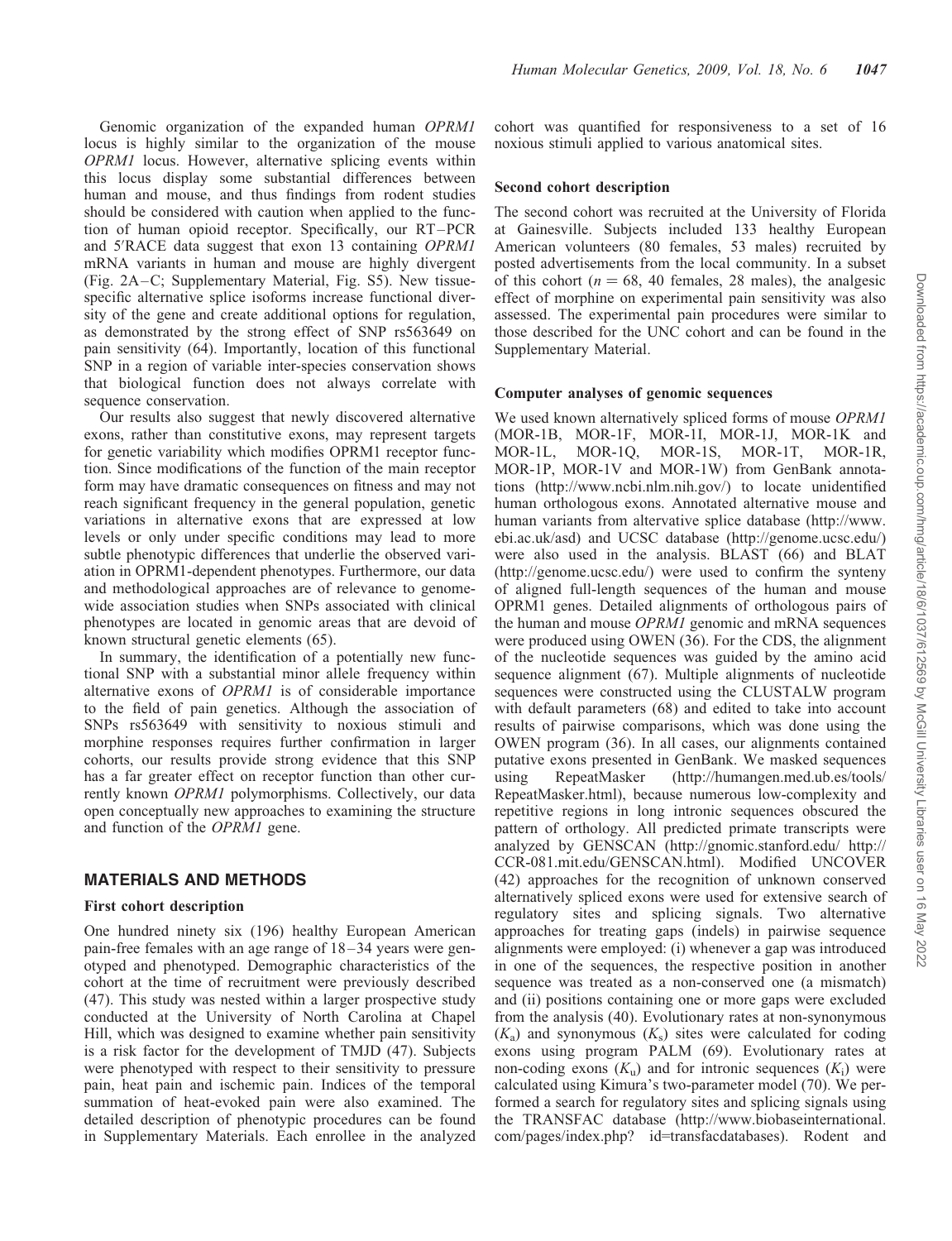Genomic organization of the expanded human *OPRM1* locus is highly similar to the organization of the mouse *OPRM1* locus. However, alternative splicing events within this locus display some substantial differences between human and mouse, and thus findings from rodent studies should be considered with caution when applied to the function of human opioid receptor. Specifically, our RT–PCR and 5′RACE data suggest that exon 13 containing *OPRM1* mRNA variants in human and mouse are highly divergent (Fig. 2A–C; Supplementary Material, Fig. S5). New tissue-specific alternative splice isoforms increase functional diversity of the gene and create additional options for regulation, as demonstrated by the strong effect of SNP rs563649 on pain sensitivity (64). Importantly, location of this functional SNP in a region of variable inter-species conservation shows that biological function does not always correlate with sequence conservation.

Our results also suggest that newly discovered alternative exons, rather than constitutive exons, may represent targets for genetic variability which modifies OPRM1 receptor function. Since modifications of the function of the main receptor form may have dramatic consequences on fitness and may not reach significant frequency in the general population, genetic variations in alternative exons that are expressed at low levels or only under specific conditions may lead to more subtle phenotypic differences that underlie the observed variation in OPRM1-dependent phenotypes. Furthermore, our data and methodological approaches are of relevance to genome-wide association studies when SNPs associated with clinical phenotypes are located in genomic areas that are devoid of known structural genetic elements (65).

In summary, the identification of a potentially new functional SNP with a substantial minor allele frequency within alternative exons of *OPRM1* is of considerable importance to the field of pain genetics. Although the association of SNPs rs563649 with sensitivity to noxious stimuli and morphine responses requires further confirmation in larger cohorts, our results provide strong evidence that this SNP has a far greater effect on receptor function than other currently known *OPRM1* polymorphisms. Collectively, our data open conceptually new approaches to examining the structure and function of the *OPRM1* gene.

## MATERIALS AND METHODS

### First cohort description

One hundred ninety six (196) healthy European American pain-free females with an age range of 18–34 years were genotyped and phenotyped. Demographic characteristics of the cohort at the time of recruitment were previously described (47). This study was nested within a larger prospective study conducted at the University of North Carolina at Chapel Hill, which was designed to examine whether pain sensitivity is a risk factor for the development of TMJD (47). Subjects were phenotyped with respect to their sensitivity to pressure pain, heat pain and ischemic pain. Indices of the temporal summation of heat-evoked pain were also examined. The detailed description of phenotypic procedures can be found in Supplementary Materials. Each enrollee in the analyzed cohort was quantified for responsiveness to a set of 16 noxious stimuli applied to various anatomical sites.

### Second cohort description

The second cohort was recruited at the University of Florida at Gainesville. Subjects included 133 healthy European American volunteers (80 females, 53 males) recruited by posted advertisements from the local community. In a subset of this cohort ($n = 68$, 40 females, 28 males), the analgesic effect of morphine on experimental pain sensitivity was also assessed. The experimental pain procedures were similar to those described for the UNC cohort and can be found in the Supplementary Material.

### Computer analyses of genomic sequences

We used known alternatively spliced forms of mouse *OPRM1* (MOR-1B, MOR-1F, MOR-1I, MOR-1J, MOR-1K and MOR-1L, MOR-1Q, MOR-1S, MOR-1T, MOR-1R, MOR-1P, MOR-1V and MOR-1W) from GenBank annotations (http://www.ncbi.nlm.nih.gov/) to locate unidentified human orthologous exons. Annotated alternative mouse and human variants from altervative splice database (http://www.ebi.ac.uk/asd) and UCSC database (http://genome.ucsc.edu/) were also used in the analysis. BLAST (66) and BLAT (http://genome.ucsc.edu/) were used to confirm the synteny of aligned full-length sequences of the human and mouse OPRM1 genes. Detailed alignments of orthologous pairs of the human and mouse *OPRM1* genomic and mRNA sequences were produced using OWEN (36). For the CDS, the alignment of the nucleotide sequences was guided by the amino acid sequence alignment (67). Multiple alignments of nucleotide sequences were constructed using the CLUSTALW program with default parameters (68) and edited to take into account results of pairwise comparisons, which was done using the OWEN program (36). In all cases, our alignments contained putative exons presented in GenBank. We masked sequences using RepeatMasker (http://humangen.med.ub.es/tools/RepeatMasker.html), because numerous low-complexity and repetitive regions in long intronic sequences obscured the pattern of orthology. All predicted primate transcripts were analyzed by GENSCAN (http://gnomic.stanford.edu/ http://CCR-081.mit.edu/GENSCAN.html). Modified UNCOVER (42) approaches for the recognition of unknown conserved alternatively spliced exons were used for extensive search of regulatory sites and splicing signals. Two alternative approaches for treating gaps (indels) in pairwise sequence alignments were employed: (i) whenever a gap was introduced in one of the sequences, the respective position in another sequence was treated as a non-conserved one (a mismatch) and (ii) positions containing one or more gaps were excluded from the analysis (40). Evolutionary rates at non-synonymous ($K_a$) and synonymous ($K_s$) sites were calculated for coding exons using program PALM (69). Evolutionary rates at non-coding exons ($K_u$) and for intronic sequences ($K_i$) were calculated using Kimura's two-parameter model (70). We performed a search for regulatory sites and splicing signals using the TRANSFAC database (http://www.biobaseinternational.com/pages/index.php? id=transfacdatabases). Rodent and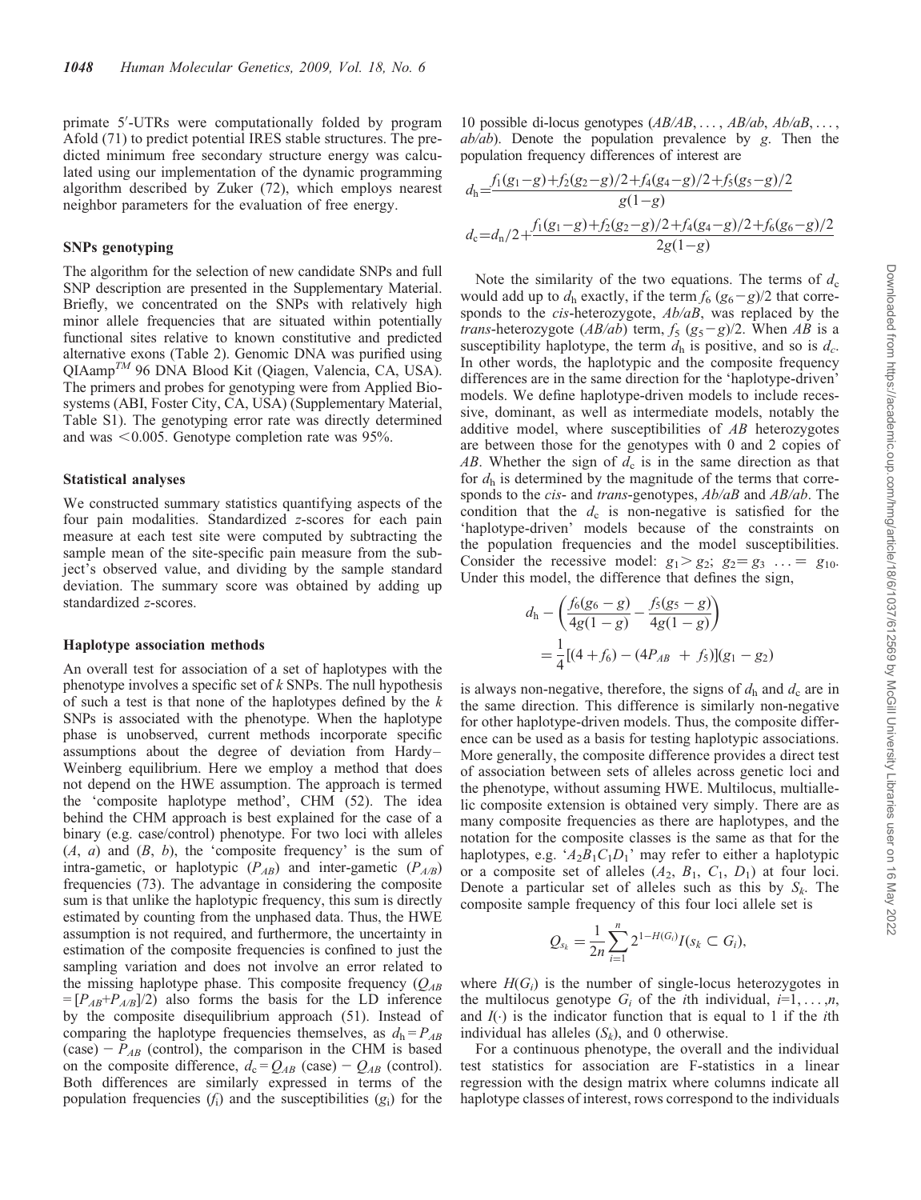primate 5′-UTRs were computationally folded by program Afold (71) to predict potential IRES stable structures. The predicted minimum free secondary structure energy was calculated using our implementation of the dynamic programming algorithm described by Zuker (72), which employs nearest neighbor parameters for the evaluation of free energy.

### SNPs genotyping

The algorithm for the selection of new candidate SNPs and full SNP description are presented in the Supplementary Material. Briefly, we concentrated on the SNPs with relatively high minor allele frequencies that are situated within potentially functional sites relative to known constitutive and predicted alternative exons (Table 2). Genomic DNA was purified using QIAamp$^{TM}$ 96 DNA Blood Kit (Qiagen, Valencia, CA, USA). The primers and probes for genotyping were from Applied Biosystems (ABI, Foster City, CA, USA) (Supplementary Material, Table S1). The genotyping error rate was directly determined and was <0.005. Genotype completion rate was 95%.

### Statistical analyses

We constructed summary statistics quantifying aspects of the four pain modalities. Standardized *z*-scores for each pain measure at each test site were computed by subtracting the sample mean of the site-specific pain measure from the subject's observed value, and dividing by the sample standard deviation. The summary score was obtained by adding up standardized *z*-scores.

### Haplotype association methods

An overall test for association of a set of haplotypes with the phenotype involves a specific set of $k$ SNPs. The null hypothesis of such a test is that none of the haplotypes defined by the $k$ SNPs is associated with the phenotype. When the haplotype phase is unobserved, current methods incorporate specific assumptions about the degree of deviation from Hardy–Weinberg equilibrium. Here we employ a method that does not depend on the HWE assumption. The approach is termed the 'composite haplotype method', CHM (52). The idea behind the CHM approach is best explained for the case of a binary (e.g. case/control) phenotype. For two loci with alleles ($A$, $a$) and ($B$, $b$), the 'composite frequency' is the sum of intra-gametic, or haplotypic ($P_{AB}$) and inter-gametic ($P_{A/B}$) frequencies (73). The advantage in considering the composite sum is that unlike the haplotypic frequency, this sum is directly estimated by counting from the unphased data. Thus, the HWE assumption is not required, and furthermore, the uncertainty in estimation of the composite frequencies is confined to just the sampling variation and does not involve an error related to the missing haplotype phase. This composite frequency ($Q_{AB} = [P_{AB}+P_{A/B}]/2$) also forms the basis for the LD inference by the composite disequilibrium approach (51). Instead of comparing the haplotype frequencies themselves, as $d_h = P_{AB}$ (case) $- P_{AB}$ (control), the comparison in the CHM is based on the composite difference, $d_c = Q_{AB}$ (case) $- Q_{AB}$ (control). Both differences are similarly expressed in terms of the population frequencies ($f_i$) and the susceptibilities ($g_i$) for the 10 possible di-locus genotypes ($AB/AB, \ldots, AB/ab, Ab/aB, \ldots, ab/ab$). Denote the population prevalence by $g$. Then the population frequency differences of interest are

$$d_h = \frac{f_1(g_1-g)+f_2(g_2-g)/2+f_4(g_4-g)/2+f_5(g_5-g)/2}{g(1-g)}$$

$$d_c = d_h/2 + \frac{f_1(g_1-g)+f_2(g_2-g)/2+f_4(g_4-g)/2+f_6(g_6-g)/2}{2g(1-g)}$$

Note the similarity of the two equations. The terms of $d_c$ would add up to $d_h$ exactly, if the term $f_6\ (g_6-g)/2$ that corresponds to the *cis*-heterozygote, $Ab/aB$, was replaced by the *trans*-heterozygote ($AB/ab$) term, $f_5\ (g_5-g)/2$. When $AB$ is a susceptibility haplotype, the term $d_h$ is positive, and so is $d_c$. In other words, the haplotypic and the composite frequency differences are in the same direction for the 'haplotype-driven' models. We define haplotype-driven models to include recessive, dominant, as well as intermediate models, notably the additive model, where susceptibilities of $AB$ heterozygotes are between those for the genotypes with 0 and 2 copies of $AB$. Whether the sign of $d_c$ is in the same direction as that for $d_h$ is determined by the magnitude of the terms that corresponds to the *cis*- and *trans*-genotypes, $Ab/aB$ and $AB/ab$. The condition that the $d_c$ is non-negative is satisfied for the 'haplotype-driven' models because of the constraints on the population frequencies and the model susceptibilities. Consider the recessive model: $g_1 > g_2$; $g_2 = g_3\ \ldots = g_{10}$. Under this model, the difference that defines the sign,

$$d_h - \left(\frac{f_6(g_6-g)}{4g(1-g)} - \frac{f_5(g_5-g)}{4g(1-g)}\right) = \frac{1}{4}[(4+f_6) - (4P_{AB} + f_5)](g_1-g_2)$$

is always non-negative, therefore, the signs of $d_h$ and $d_c$ are in the same direction. This difference is similarly non-negative for other haplotype-driven models. Thus, the composite difference can be used as a basis for testing haplotypic associations. More generally, the composite difference provides a direct test of association between sets of alleles across genetic loci and the phenotype, without assuming HWE. Multilocus, multiallelic composite extension is obtained very simply. There are as many composite frequencies as there are haplotypes, and the notation for the composite classes is the same as that for the haplotypes, e.g. '$A_2B_1C_1D_1$' may refer to either a haplotypic or a composite set of alleles ($A_2$, $B_1$, $C_1$, $D_1$) at four loci. Denote a particular set of alleles such as this by $S_k$. The composite sample frequency of this four loci allele set is

$$Q_{s_k} = \frac{1}{2n}\sum_{i=1}^{n} 2^{1-H(G_i)} I(s_k \subset G_i),$$

where $H(G_i)$ is the number of single-locus heterozygotes in the multilocus genotype $G_i$ of the $i$th individual, $i$=1, ..., $n$, and $I(\cdot)$ is the indicator function that is equal to 1 if the $i$th individual has alleles ($S_k$), and 0 otherwise.

For a continuous phenotype, the overall and the individual test statistics for association are F-statistics in a linear regression with the design matrix where columns indicate all haplotype classes of interest, rows correspond to the individuals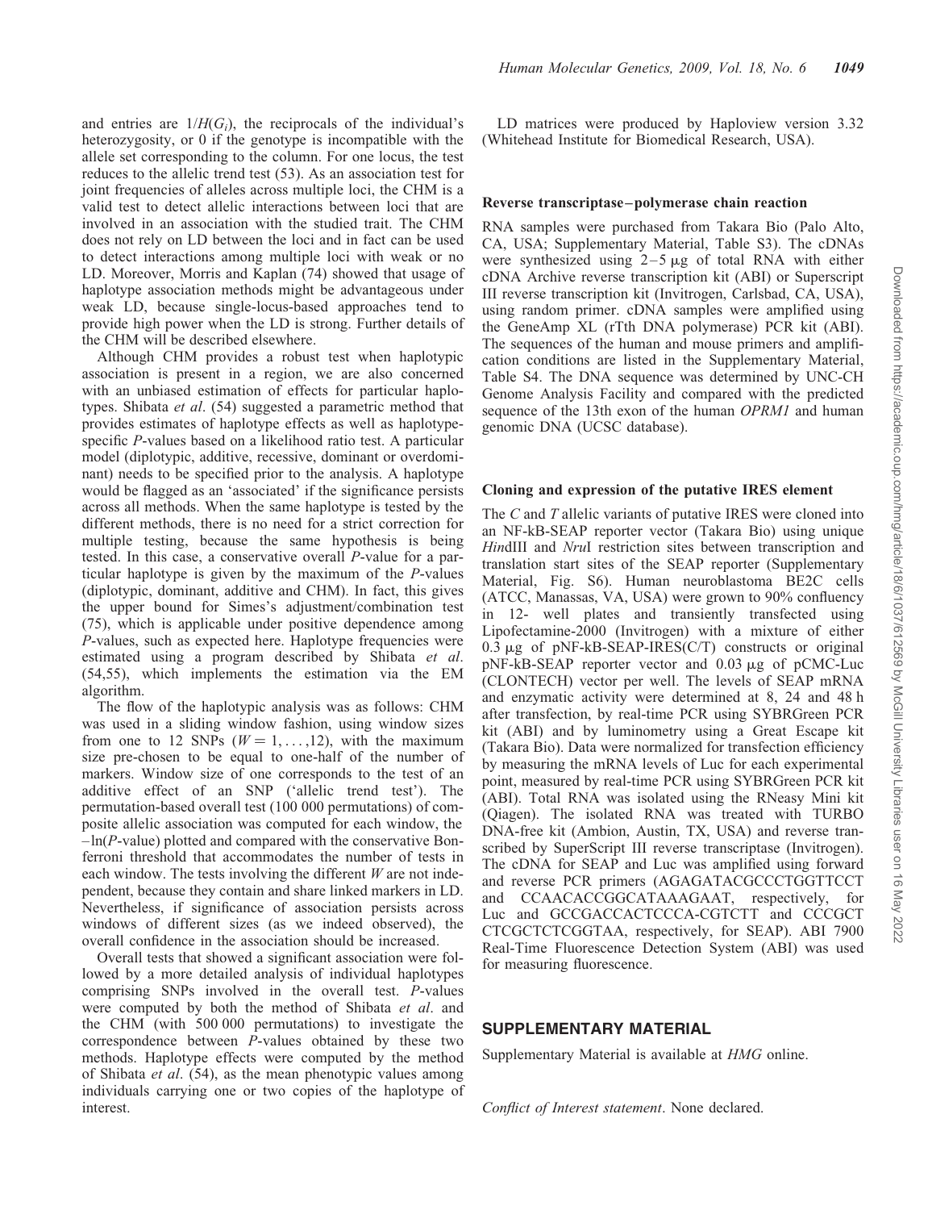and entries are $1/H(G_i)$, the reciprocals of the individual's heterozygosity, or 0 if the genotype is incompatible with the allele set corresponding to the column. For one locus, the test reduces to the allelic trend test (53). As an association test for joint frequencies of alleles across multiple loci, the CHM is a valid test to detect allelic interactions between loci that are involved in an association with the studied trait. The CHM does not rely on LD between the loci and in fact can be used to detect interactions among multiple loci with weak or no LD. Moreover, Morris and Kaplan (74) showed that usage of haplotype association methods might be advantageous under weak LD, because single-locus-based approaches tend to provide high power when the LD is strong. Further details of the CHM will be described elsewhere.

Although CHM provides a robust test when haplotypic association is present in a region, we are also concerned with an unbiased estimation of effects for particular haplotypes. Shibata *et al*. (54) suggested a parametric method that provides estimates of haplotype effects as well as haplotype-specific *P*-values based on a likelihood ratio test. A particular model (diplotypic, additive, recessive, dominant or overdominant) needs to be specified prior to the analysis. A haplotype would be flagged as an 'associated' if the significance persists across all methods. When the same haplotype is tested by the different methods, there is no need for a strict correction for multiple testing, because the same hypothesis is being tested. In this case, a conservative overall *P*-value for a particular haplotype is given by the maximum of the *P*-values (diplotypic, dominant, additive and CHM). In fact, this gives the upper bound for Simes's adjustment/combination test (75), which is applicable under positive dependence among *P*-values, such as expected here. Haplotype frequencies were estimated using a program described by Shibata *et al*. (54,55), which implements the estimation via the EM algorithm.

The flow of the haplotypic analysis was as follows: CHM was used in a sliding window fashion, using window sizes from one to 12 SNPs ($W = 1, \ldots, 12$), with the maximum size pre-chosen to be equal to one-half of the number of markers. Window size of one corresponds to the test of an additive effect of an SNP ('allelic trend test'). The permutation-based overall test (100 000 permutations) of composite allelic association was computed for each window, the $-\ln(P\text{-value})$ plotted and compared with the conservative Bonferroni threshold that accommodates the number of tests in each window. The tests involving the different $W$ are not independent, because they contain and share linked markers in LD. Nevertheless, if significance of association persists across windows of different sizes (as we indeed observed), the overall confidence in the association should be increased.

Overall tests that showed a significant association were followed by a more detailed analysis of individual haplotypes comprising SNPs involved in the overall test. *P*-values were computed by both the method of Shibata *et al*. and the CHM (with 500 000 permutations) to investigate the correspondence between *P*-values obtained by these two methods. Haplotype effects were computed by the method of Shibata *et al*. (54), as the mean phenotypic values among individuals carrying one or two copies of the haplotype of interest.

LD matrices were produced by Haploview version 3.32 (Whitehead Institute for Biomedical Research, USA).

### Reverse transcriptase–polymerase chain reaction

RNA samples were purchased from Takara Bio (Palo Alto, CA, USA; Supplementary Material, Table S3). The cDNAs were synthesized using 2–5 μg of total RNA with either cDNA Archive reverse transcription kit (ABI) or Superscript III reverse transcription kit (Invitrogen, Carlsbad, CA, USA), using random primer. cDNA samples were amplified using the GeneAmp XL (rTth DNA polymerase) PCR kit (ABI). The sequences of the human and mouse primers and amplification conditions are listed in the Supplementary Material, Table S4. The DNA sequence was determined by UNC-CH Genome Analysis Facility and compared with the predicted sequence of the 13th exon of the human *OPRM1* and human genomic DNA (UCSC database).

### Cloning and expression of the putative IRES element

The *C* and *T* allelic variants of putative IRES were cloned into an NF-kB-SEAP reporter vector (Takara Bio) using unique *Hin*dIII and *Nru*I restriction sites between transcription and translation start sites of the SEAP reporter (Supplementary Material, Fig. S6). Human neuroblastoma BE2C cells (ATCC, Manassas, VA, USA) were grown to 90% confluency in 12- well plates and transiently transfected using Lipofectamine-2000 (Invitrogen) with a mixture of either 0.3 μg of pNF-kB-SEAP-IRES(C/T) constructs or original pNF-kB-SEAP reporter vector and 0.03 μg of pCMC-Luc (CLONTECH) vector per well. The levels of SEAP mRNA and enzymatic activity were determined at 8, 24 and 48 h after transfection, by real-time PCR using SYBRGreen PCR kit (ABI) and by luminometry using a Great Escape kit (Takara Bio). Data were normalized for transfection efficiency by measuring the mRNA levels of Luc for each experimental point, measured by real-time PCR using SYBRGreen PCR kit (ABI). Total RNA was isolated using the RNeasy Mini kit (Qiagen). The isolated RNA was treated with TURBO DNA-free kit (Ambion, Austin, TX, USA) and reverse transcribed by SuperScript III reverse transcriptase (Invitrogen). The cDNA for SEAP and Luc was amplified using forward and reverse PCR primers (AGAGATACGCCCTGGTTCCT and CCAACACCGGCATAAAGAAT, respectively, for Luc and GCCGACCACTCCCA-CGTCTT and CCCGCT CTCGCTCTCGGTAA, respectively, for SEAP). ABI 7900 Real-Time Fluorescence Detection System (ABI) was used for measuring fluorescence.

## SUPPLEMENTARY MATERIAL

Supplementary Material is available at *HMG* online.

*Conflict of Interest statement*. None declared.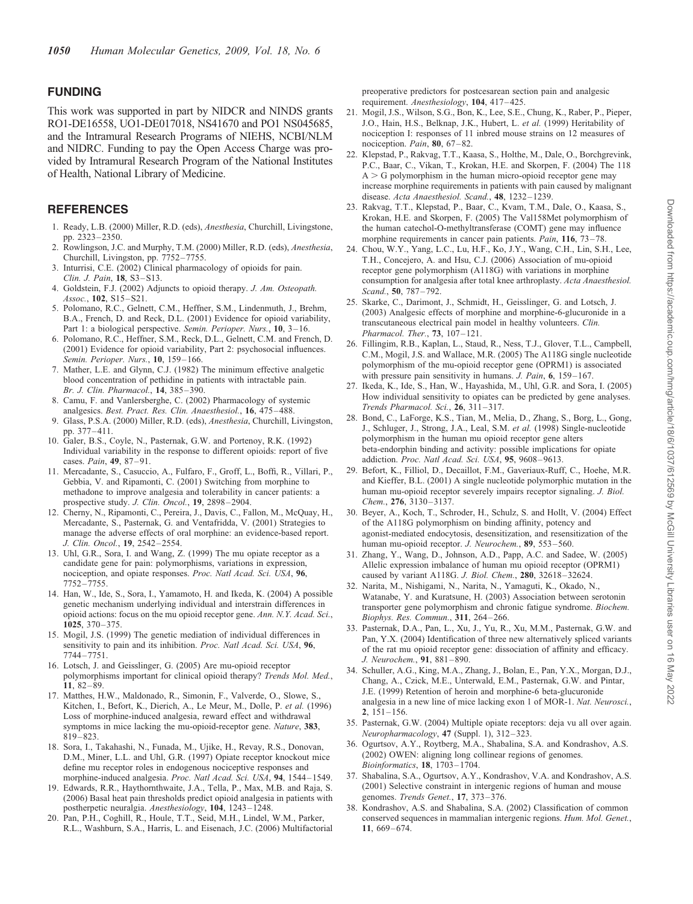## FUNDING

This work was supported in part by NIDCR and NINDS grants RO1-DE16558, UO1-DE017018, NS41670 and PO1 NS045685, and the Intramural Research Programs of NIEHS, NCBI/NLM and NIDRC. Funding to pay the Open Access Charge was provided by Intramural Research Program of the National Institutes of Health, National Library of Medicine.

## REFERENCES

1. Ready, L.B. (2000) Miller, R.D. (eds), *Anesthesia*, Churchill, Livingstone, pp. 2323–2350.
2. Rowlingson, J.C. and Murphy, T.M. (2000) Miller, R.D. (eds), *Anesthesia*, Churchill, Livingston, pp. 7752–7755.
3. Inturrisi, C.E. (2002) Clinical pharmacology of opioids for pain. *Clin. J. Pain*, **18**, S3–S13.
4. Goldstein, F.J. (2002) Adjuncts to opioid therapy. *J. Am. Osteopath. Assoc.*, **102**, S15–S21.
5. Polomano, R.C., Gelnett, C.M., Heffner, S.M., Lindenmuth, J., Brehm, B.A., French, D. and Reck, D.L. (2001) Evidence for opioid variability, Part 1: a biological perspective. *Semin. Perioper. Nurs.*, **10**, 3–16.
6. Polomano, R.C., Heffner, S.M., Reck, D.L., Gelnett, C.M. and French, D. (2001) Evidence for opioid variability, Part 2: psychosocial influences. *Semin. Perioper. Nurs.*, **10**, 159–166.
7. Mather, L.E. and Glynn, C.J. (1982) The minimum effective analgetic blood concentration of pethidine in patients with intractable pain. *Br. J. Clin. Pharmacol.*, **14**, 385–390.
8. Camu, F. and Vanlersberghe, C. (2002) Pharmacology of systemic analgesics. *Best. Pract. Res. Clin. Anaesthesiol.*, **16**, 475–488.
9. Glass, P.S.A. (2000) Miller, R.D. (eds), *Anesthesia*, Churchill, Livingston, pp. 377–411.
10. Galer, B.S., Coyle, N., Pasternak, G.W. and Portenoy, R.K. (1992) Individual variability in the response to different opioids: report of five cases. *Pain*, **49**, 87–91.
11. Mercadante, S., Casuccio, A., Fulfaro, F., Groff, L., Boffi, R., Villari, P., Gebbia, V. and Ripamonti, C. (2001) Switching from morphine to methadone to improve analgesia and tolerability in cancer patients: a prospective study. *J. Clin. Oncol.*, **19**, 2898–2904.
12. Cherny, N., Ripamonti, C., Pereira, J., Davis, C., Fallon, M., McQuay, H., Mercadante, S., Pasternak, G. and Ventafridda, V. (2001) Strategies to manage the adverse effects of oral morphine: an evidence-based report. *J. Clin. Oncol.*, **19**, 2542–2554.
13. Uhl, G.R., Sora, I. and Wang, Z. (1999) The mu opiate receptor as a candidate gene for pain: polymorphisms, variations in expression, nociception, and opiate responses. *Proc. Natl Acad. Sci. USA*, **96**, 7752–7755.
14. Han, W., Ide, S., Sora, I., Yamamoto, H. and Ikeda, K. (2004) A possible genetic mechanism underlying individual and interstrain differences in opioid actions: focus on the mu opioid receptor gene. *Ann. N.Y. Acad. Sci.*, **1025**, 370–375.
15. Mogil, J.S. (1999) The genetic mediation of individual differences in sensitivity to pain and its inhibition. *Proc. Natl Acad. Sci. USA*, **96**, 7744–7751.
16. Lotsch, J. and Geisslinger, G. (2005) Are mu-opioid receptor polymorphisms important for clinical opioid therapy? *Trends Mol. Med.*, **11**, 82–89.
17. Matthes, H.W., Maldonado, R., Simonin, F., Valverde, O., Slowe, S., Kitchen, I., Befort, K., Dierich, A., Le Meur, M., Dolle, P. *et al.* (1996) Loss of morphine-induced analgesia, reward effect and withdrawal symptoms in mice lacking the mu-opioid-receptor gene. *Nature*, **383**, 819–823.
18. Sora, I., Takahashi, N., Funada, M., Ujike, H., Revay, R.S., Donovan, D.M., Miner, L.L. and Uhl, G.R. (1997) Opiate receptor knockout mice define mu receptor roles in endogenous nociceptive responses and morphine-induced analgesia. *Proc. Natl Acad. Sci. USA*, **94**, 1544–1549.
19. Edwards, R.R., Haythornthwaite, J.A., Tella, P., Max, M.B. and Raja, S. (2006) Basal heat pain thresholds predict opioid analgesia in patients with postherpetic neuralgia. *Anesthesiology*, **104**, 1243–1248.
20. Pan, P.H., Coghill, R., Houle, T.T., Seid, M.H., Lindel, W.M., Parker, R.L., Washburn, S.A., Harris, L. and Eisenach, J.C. (2006) Multifactorial preoperative predictors for postcesarean section pain and analgesic requirement. *Anesthesiology*, **104**, 417–425.
21. Mogil, J.S., Wilson, S.G., Bon, K., Lee, S.E., Chung, K., Raber, P., Pieper, J.O., Hain, H.S., Belknap, J.K., Hubert, L. *et al.* (1999) Heritability of nociception I: responses of 11 inbred mouse strains on 12 measures of nociception. *Pain*, **80**, 67–82.
22. Klepstad, P., Rakvag, T.T., Kaasa, S., Holthe, M., Dale, O., Borchgrevink, P.C., Baar, C., Vikan, T., Krokan, H.E. and Skorpen, F. (2004) The 118 A > G polymorphism in the human micro-opioid receptor gene may increase morphine requirements in patients with pain caused by malignant disease. *Acta Anaesthesiol. Scand.*, **48**, 1232–1239.
23. Rakvag, T.T., Klepstad, P., Baar, C., Kvam, T.M., Dale, O., Kaasa, S., Krokan, H.E. and Skorpen, F. (2005) The Val158Met polymorphism of the human catechol-O-methyltransferase (COMT) gene may influence morphine requirements in cancer pain patients. *Pain*, **116**, 73–78.
24. Chou, W.Y., Yang, L.C., Lu, H.F., Ko, J.Y., Wang, C.H., Lin, S.H., Lee, T.H., Concejero, A. and Hsu, C.J. (2006) Association of mu-opioid receptor gene polymorphism (A118G) with variations in morphine consumption for analgesia after total knee arthroplasty. *Acta Anaesthesiol. Scand.*, **50**, 787–792.
25. Skarke, C., Darimont, J., Schmidt, H., Geisslinger, G. and Lotsch, J. (2003) Analgesic effects of morphine and morphine-6-glucuronide in a transcutaneous electrical pain model in healthy volunteers. *Clin. Pharmacol. Ther.*, **73**, 107–121.
26. Fillingim, R.B., Kaplan, L., Staud, R., Ness, T.J., Glover, T.L., Campbell, C.M., Mogil, J.S. and Wallace, M.R. (2005) The A118G single nucleotide polymorphism of the mu-opioid receptor gene (OPRM1) is associated with pressure pain sensitivity in humans. *J. Pain*, **6**, 159–167.
27. Ikeda, K., Ide, S., Han, W., Hayashida, M., Uhl, G.R. and Sora, I. (2005) How individual sensitivity to opiates can be predicted by gene analyses. *Trends Pharmacol. Sci.*, **26**, 311–317.
28. Bond, C., LaForge, K.S., Tian, M., Melia, D., Zhang, S., Borg, L., Gong, J., Schluger, J., Strong, J.A., Leal, S.M. *et al.* (1998) Single-nucleotide polymorphism in the human mu opioid receptor gene alters beta-endorphin binding and activity: possible implications for opiate addiction. *Proc. Natl Acad. Sci. USA*, **95**, 9608–9613.
29. Befort, K., Filliol, D., Decaillot, F.M., Gaveriaux-Ruff, C., Hoehe, M.R. and Kieffer, B.L. (2001) A single nucleotide polymorphic mutation in the human mu-opioid receptor severely impairs receptor signaling. *J. Biol. Chem.*, **276**, 3130–3137.
30. Beyer, A., Koch, T., Schroder, H., Schulz, S. and Hollt, V. (2004) Effect of the A118G polymorphism on binding affinity, potency and agonist-mediated endocytosis, desensitization, and resensitization of the human mu-opioid receptor. *J. Neurochem.*, **89**, 553–560.
31. Zhang, Y., Wang, D., Johnson, A.D., Papp, A.C. and Sadee, W. (2005) Allelic expression imbalance of human mu opioid receptor (OPRM1) caused by variant A118G. *J. Biol. Chem.*, **280**, 32618–32624.
32. Narita, M., Nishigami, N., Narita, N., Yamaguti, K., Okado, N., Watanabe, Y. and Kuratsune, H. (2003) Association between serotonin transporter gene polymorphism and chronic fatigue syndrome. *Biochem. Biophys. Res. Commun.*, **311**, 264–266.
33. Pasternak, D.A., Pan, L., Xu, J., Yu, R., Xu, M.M., Pasternak, G.W. and Pan, Y.X. (2004) Identification of three new alternatively spliced variants of the rat mu opioid receptor gene: dissociation of affinity and efficacy. *J. Neurochem.*, **91**, 881–890.
34. Schuller, A.G., King, M.A., Zhang, J., Bolan, E., Pan, Y.X., Morgan, D.J., Chang, A., Czick, M.E., Unterwald, E.M., Pasternak, G.W. and Pintar, J.E. (1999) Retention of heroin and morphine-6 beta-glucuronide analgesia in a new line of mice lacking exon 1 of MOR-1. *Nat. Neurosci.*, **2**, 151–156.
35. Pasternak, G.W. (2004) Multiple opiate receptors: deja vu all over again. *Neuropharmacology*, **47** (Suppl. 1), 312–323.
36. Ogurtsov, A.Y., Roytberg, M.A., Shabalina, S.A. and Kondrashov, A.S. (2002) OWEN: aligning long collinear regions of genomes. *Bioinformatics*, **18**, 1703–1704.
37. Shabalina, S.A., Ogurtsov, A.Y., Kondrashov, V.A. and Kondrashov, A.S. (2001) Selective constraint in intergenic regions of human and mouse genomes. *Trends Genet.*, **17**, 373–376.
38. Kondrashov, A.S. and Shabalina, S.A. (2002) Classification of common conserved sequences in mammalian intergenic regions. *Hum. Mol. Genet.*, **11**, 669–674.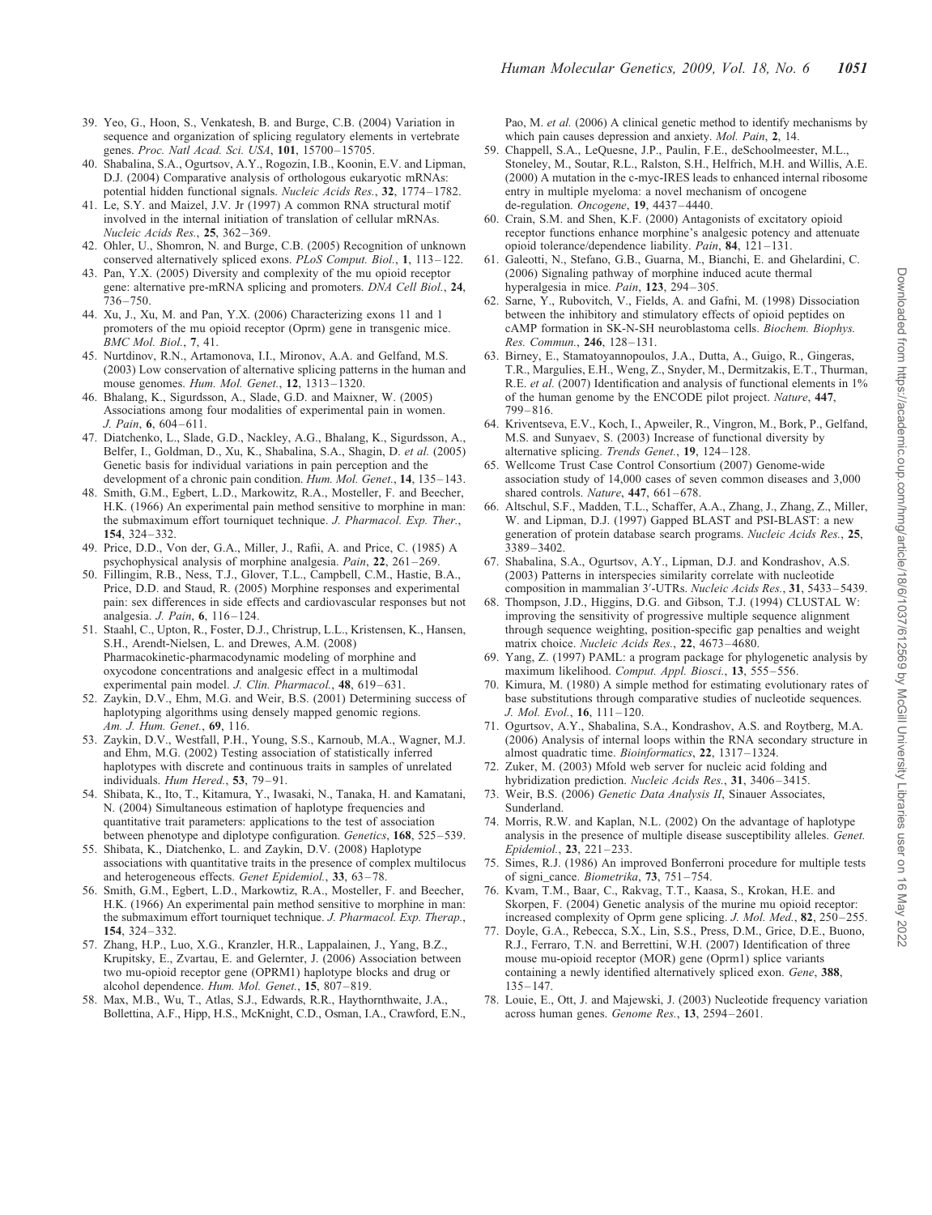39. Yeo, G., Hoon, S., Venkatesh, B. and Burge, C.B. (2004) Variation in sequence and organization of splicing regulatory elements in vertebrate genes. *Proc. Natl Acad. Sci. USA*, **101**, 15700–15705.
40. Shabalina, S.A., Ogurtsov, A.Y., Rogozin, I.B., Koonin, E.V. and Lipman, D.J. (2004) Comparative analysis of orthologous eukaryotic mRNAs: potential hidden functional signals. *Nucleic Acids Res.*, **32**, 1774–1782.
41. Le, S.Y. and Maizel, J.V. Jr (1997) A common RNA structural motif involved in the internal initiation of translation of cellular mRNAs. *Nucleic Acids Res.*, **25**, 362–369.
42. Ohler, U., Shomron, N. and Burge, C.B. (2005) Recognition of unknown conserved alternatively spliced exons. *PLoS Comput. Biol.*, **1**, 113–122.
43. Pan, Y.X. (2005) Diversity and complexity of the mu opioid receptor gene: alternative pre-mRNA splicing and promoters. *DNA Cell Biol.*, **24**, 736–750.
44. Xu, J., Xu, M. and Pan, Y.X. (2006) Characterizing exons 11 and 1 promoters of the mu opioid receptor (Oprm) gene in transgenic mice. *BMC Mol. Biol.*, **7**, 41.
45. Nurtdinov, R.N., Artamonova, I.I., Mironov, A.A. and Gelfand, M.S. (2003) Low conservation of alternative splicing patterns in the human and mouse genomes. *Hum. Mol. Genet.*, **12**, 1313–1320.
46. Bhalang, K., Sigurdsson, A., Slade, G.D. and Maixner, W. (2005) Associations among four modalities of experimental pain in women. *J. Pain*, **6**, 604–611.
47. Diatchenko, L., Slade, G.D., Nackley, A.G., Bhalang, K., Sigurdsson, A., Belfer, I., Goldman, D., Xu, K., Shabalina, S.A., Shagin, D. *et al.* (2005) Genetic basis for individual variations in pain perception and the development of a chronic pain condition. *Hum. Mol. Genet.*, **14**, 135–143.
48. Smith, G.M., Egbert, L.D., Markowitz, R.A., Mosteller, F. and Beecher, H.K. (1966) An experimental pain method sensitive to morphine in man: the submaximum effort tourniquet technique. *J. Pharmacol. Exp. Ther.*, **154**, 324–332.
49. Price, D.D., Von der, G.A., Miller, J., Rafii, A. and Price, C. (1985) A psychophysical analysis of morphine analgesia. *Pain*, **22**, 261–269.
50. Fillingim, R.B., Ness, T.J., Glover, T.L., Campbell, C.M., Hastie, B.A., Price, D.D. and Staud, R. (2005) Morphine responses and experimental pain: sex differences in side effects and cardiovascular responses but not analgesia. *J. Pain*, **6**, 116–124.
51. Staahl, C., Upton, R., Foster, D.J., Christrup, L.L., Kristensen, K., Hansen, S.H., Arendt-Nielsen, L. and Drewes, A.M. (2008) Pharmacokinetic-pharmacodynamic modeling of morphine and oxycodone concentrations and analgesic effect in a multimodal experimental pain model. *J. Clin. Pharmacol.*, **48**, 619–631.
52. Zaykin, D.V., Ehm, M.G. and Weir, B.S. (2001) Determining success of haplotyping algorithms using densely mapped genomic regions. *Am. J. Hum. Genet.*, **69**, 116.
53. Zaykin, D.V., Westfall, P.H., Young, S.S., Karnoub, M.A., Wagner, M.J. and Ehm, M.G. (2002) Testing association of statistically inferred haplotypes with discrete and continuous traits in samples of unrelated individuals. *Hum Hered.*, **53**, 79–91.
54. Shibata, K., Ito, T., Kitamura, Y., Iwasaki, N., Tanaka, H. and Kamatani, N. (2004) Simultaneous estimation of haplotype frequencies and quantitative trait parameters: applications to the test of association between phenotype and diplotype configuration. *Genetics*, **168**, 525–539.
55. Shibata, K., Diatchenko, L. and Zaykin, D.V. (2008) Haplotype associations with quantitative traits in the presence of complex multilocus and heterogeneous effects. *Genet Epidemiol.*, **33**, 63–78.
56. Smith, G.M., Egbert, L.D., Markowtiz, R.A., Mosteller, F. and Beecher, H.K. (1966) An experimental pain method sensitive to morphine in man: the submaximum effort tourniquet technique. *J. Pharmacol. Exp. Therap.*, **154**, 324–332.
57. Zhang, H.P., Luo, X.G., Kranzler, H.R., Lappalainen, J., Yang, B.Z., Krupitsky, E., Zvartau, E. and Gelernter, J. (2006) Association between two mu-opioid receptor gene (OPRM1) haplotype blocks and drug or alcohol dependence. *Hum. Mol. Genet.*, **15**, 807–819.
58. Max, M.B., Wu, T., Atlas, S.J., Edwards, R.R., Haythornthwaite, J.A., Bollettina, A.F., Hipp, H.S., McKnight, C.D., Osman, I.A., Crawford, E.N., Pao, M. *et al.* (2006) A clinical genetic method to identify mechanisms by which pain causes depression and anxiety. *Mol. Pain*, **2**, 14.
59. Chappell, S.A., LeQuesne, J.P., Paulin, F.E., deSchoolmeester, M.L., Stoneley, M., Soutar, R.L., Ralston, S.H., Helfrich, M.H. and Willis, A.E. (2000) A mutation in the c-myc-IRES leads to enhanced internal ribosome entry in multiple myeloma: a novel mechanism of oncogene de-regulation. *Oncogene*, **19**, 4437–4440.
60. Crain, S.M. and Shen, K.F. (2000) Antagonists of excitatory opioid receptor functions enhance morphine's analgesic potency and attenuate opioid tolerance/dependence liability. *Pain*, **84**, 121–131.
61. Galeotti, N., Stefano, G.B., Guarna, M., Bianchi, E. and Ghelardini, C. (2006) Signaling pathway of morphine induced acute thermal hyperalgesia in mice. *Pain*, **123**, 294–305.
62. Sarne, Y., Rubovitch, V., Fields, A. and Gafni, M. (1998) Dissociation between the inhibitory and stimulatory effects of opioid peptides on cAMP formation in SK-N-SH neuroblastoma cells. *Biochem. Biophys. Res. Commun.*, **246**, 128–131.
63. Birney, E., Stamatoyannopoulos, J.A., Dutta, A., Guigo, R., Gingeras, T.R., Margulies, E.H., Weng, Z., Snyder, M., Dermitzakis, E.T., Thurman, R.E. *et al.* (2007) Identification and analysis of functional elements in 1% of the human genome by the ENCODE pilot project. *Nature*, **447**, 799–816.
64. Kriventseva, E.V., Koch, I., Apweiler, R., Vingron, M., Bork, P., Gelfand, M.S. and Sunyaev, S. (2003) Increase of functional diversity by alternative splicing. *Trends Genet.*, **19**, 124–128.
65. Wellcome Trust Case Control Consortium (2007) Genome-wide association study of 14,000 cases of seven common diseases and 3,000 shared controls. *Nature*, **447**, 661–678.
66. Altschul, S.F., Madden, T.L., Schaffer, A.A., Zhang, J., Zhang, Z., Miller, W. and Lipman, D.J. (1997) Gapped BLAST and PSI-BLAST: a new generation of protein database search programs. *Nucleic Acids Res.*, **25**, 3389–3402.
67. Shabalina, S.A., Ogurtsov, A.Y., Lipman, D.J. and Kondrashov, A.S. (2003) Patterns in interspecies similarity correlate with nucleotide composition in mammalian 3′-UTRs. *Nucleic Acids Res.*, **31**, 5433–5439.
68. Thompson, J.D., Higgins, D.G. and Gibson, T.J. (1994) CLUSTAL W: improving the sensitivity of progressive multiple sequence alignment through sequence weighting, position-specific gap penalties and weight matrix choice. *Nucleic Acids Res.*, **22**, 4673–4680.
69. Yang, Z. (1997) PAML: a program package for phylogenetic analysis by maximum likelihood. *Comput. Appl. Biosci.*, **13**, 555–556.
70. Kimura, M. (1980) A simple method for estimating evolutionary rates of base substitutions through comparative studies of nucleotide sequences. *J. Mol. Evol.*, **16**, 111–120.
71. Ogurtsov, A.Y., Shabalina, S.A., Kondrashov, A.S. and Roytberg, M.A. (2006) Analysis of internal loops within the RNA secondary structure in almost quadratic time. *Bioinformatics*, **22**, 1317–1324.
72. Zuker, M. (2003) Mfold web server for nucleic acid folding and hybridization prediction. *Nucleic Acids Res.*, **31**, 3406–3415.
73. Weir, B.S. (2006) *Genetic Data Analysis II*, Sinauer Associates, Sunderland.
74. Morris, R.W. and Kaplan, N.L. (2002) On the advantage of haplotype analysis in the presence of multiple disease susceptibility alleles. *Genet. Epidemiol.*, **23**, 221–233.
75. Simes, R.J. (1986) An improved Bonferroni procedure for multiple tests of signi_cance. *Biometrika*, **73**, 751–754.
76. Kvam, T.M., Baar, C., Rakvag, T.T., Kaasa, S., Krokan, H.E. and Skorpen, F. (2004) Genetic analysis of the murine mu opioid receptor: increased complexity of Oprm gene splicing. *J. Mol. Med.*, **82**, 250–255.
77. Doyle, G.A., Rebecca, S.X., Lin, S.S., Press, D.M., Grice, D.E., Buono, R.J., Ferraro, T.N. and Berrettini, W.H. (2007) Identification of three mouse mu-opioid receptor (MOR) gene (Oprm1) splice variants containing a newly identified alternatively spliced exon. *Gene*, **388**, 135–147.
78. Louie, E., Ott, J. and Majewski, J. (2003) Nucleotide frequency variation across human genes. *Genome Res.*, **13**, 2594–2601.